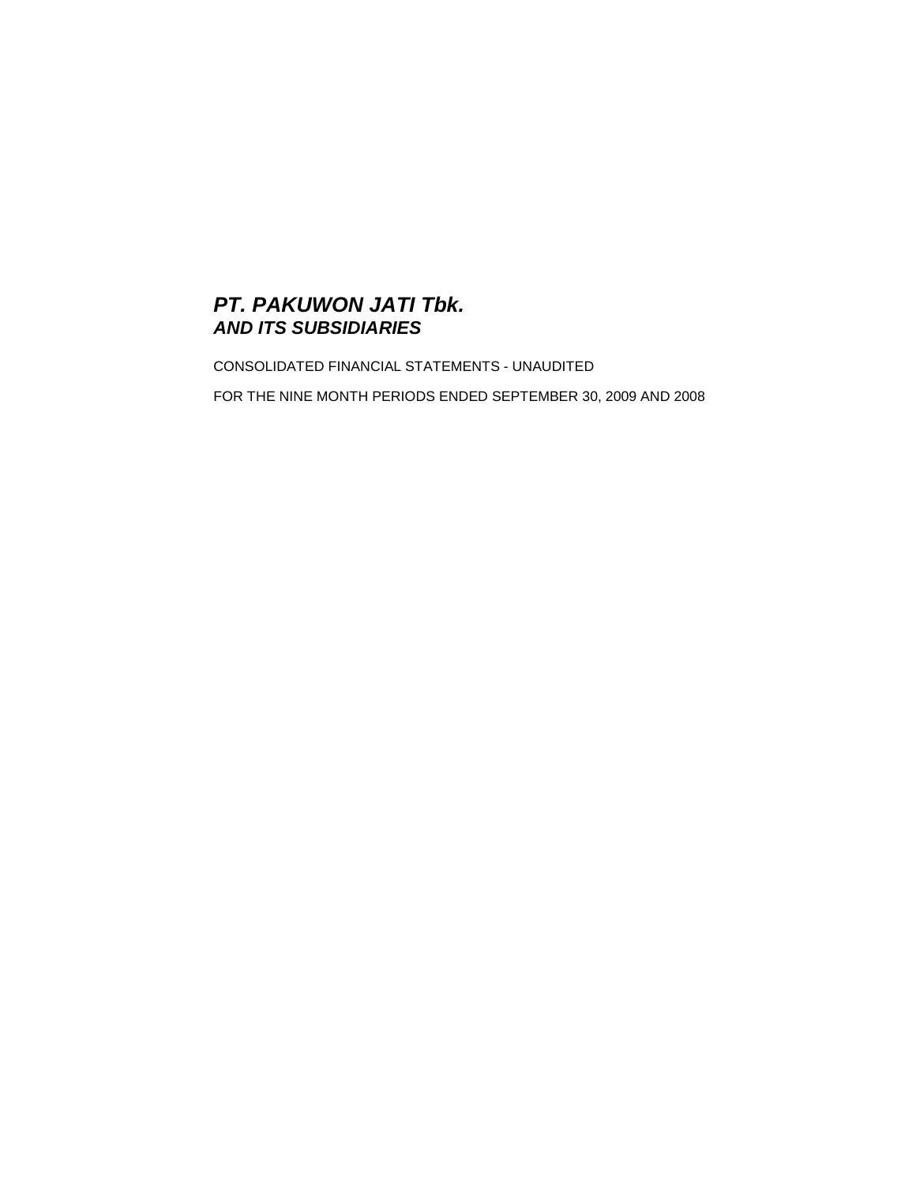# ***PT. PAKUWON JATI Tbk.***
## ***AND ITS SUBSIDIARIES***

CONSOLIDATED FINANCIAL STATEMENTS - UNAUDITED

FOR THE NINE MONTH PERIODS ENDED SEPTEMBER 30, 2009 AND 2008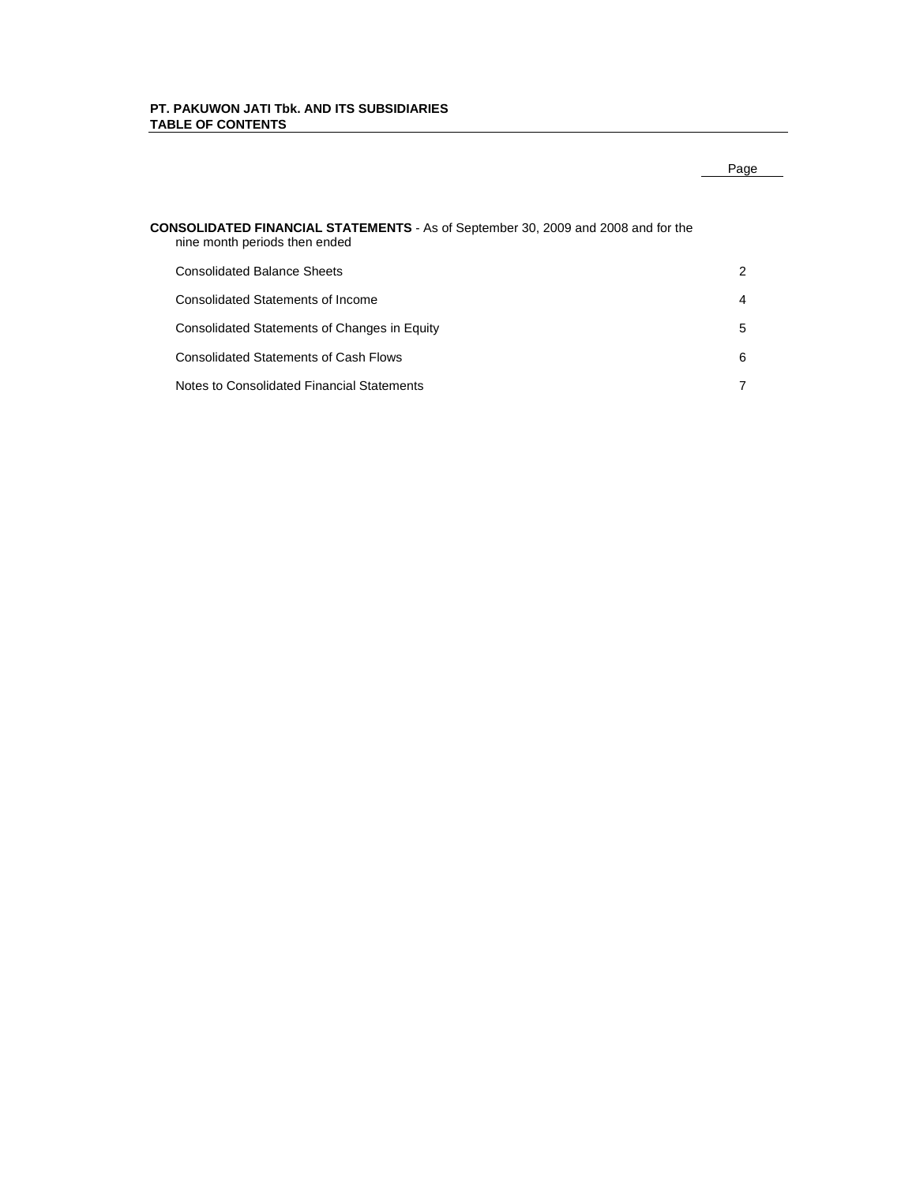**PT. PAKUWON JATI Tbk. AND ITS SUBSIDIARIES**
**TABLE OF CONTENTS**

| | Page |
|---|---|
| **CONSOLIDATED FINANCIAL STATEMENTS** - As of September 30, 2009 and 2008 and for the nine month periods then ended | |
| Consolidated Balance Sheets | 2 |
| Consolidated Statements of Income | 4 |
| Consolidated Statements of Changes in Equity | 5 |
| Consolidated Statements of Cash Flows | 6 |
| Notes to Consolidated Financial Statements | 7 |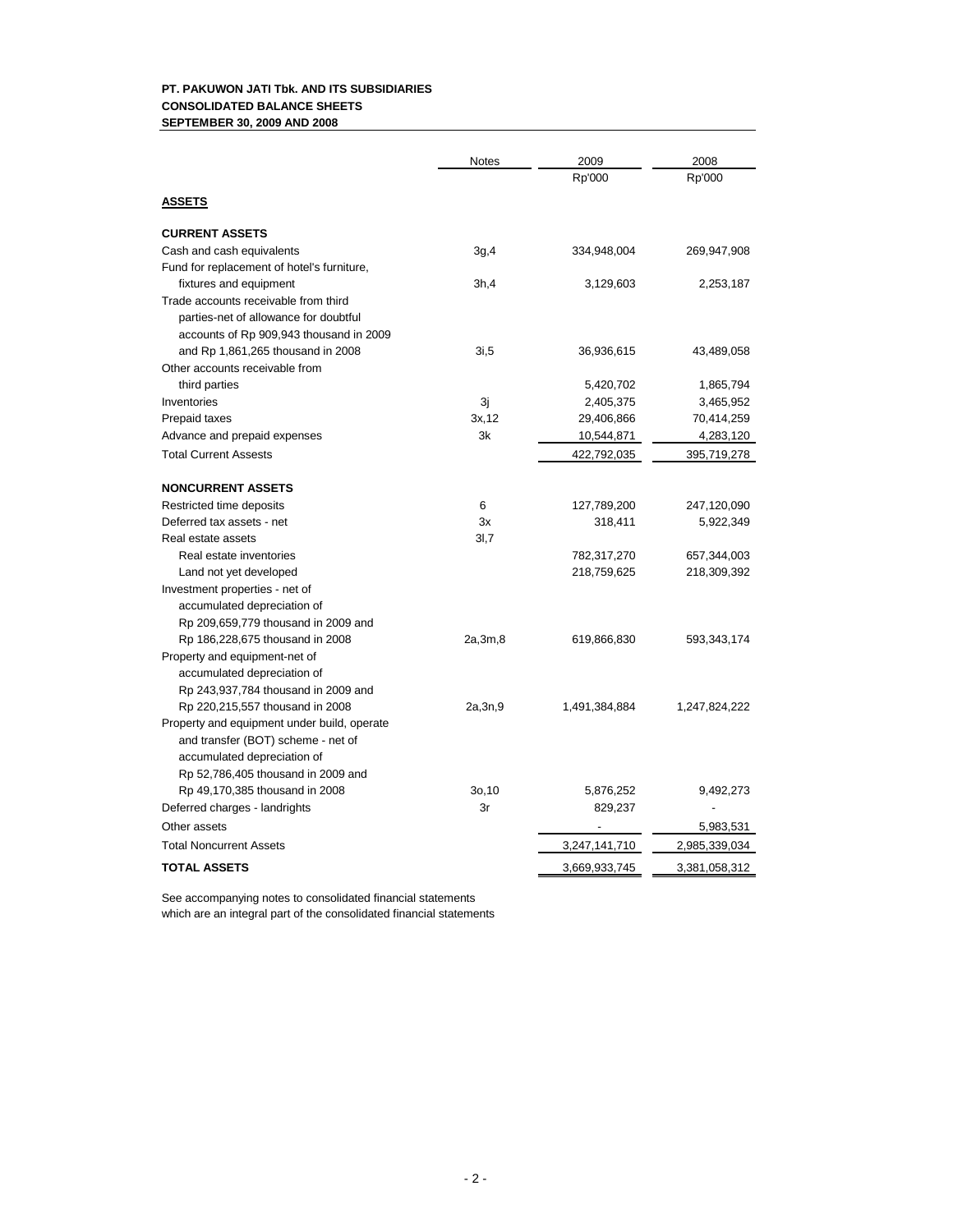**PT. PAKUWON JATI Tbk. AND ITS SUBSIDIARIES**
**CONSOLIDATED BALANCE SHEETS**
**SEPTEMBER 30, 2009 AND 2008**

| | Notes | 2009 | 2008 |
|---|---|---|---|
| | | Rp'000 | Rp'000 |
| **ASSETS** | | | |
| **CURRENT ASSETS** | | | |
| Cash and cash equivalents | 3g,4 | 334,948,004 | 269,947,908 |
| Fund for replacement of hotel's furniture, fixtures and equipment | 3h,4 | 3,129,603 | 2,253,187 |
| Trade accounts receivable from third parties-net of allowance for doubtful accounts of Rp 909,943 thousand in 2009 and Rp 1,861,265 thousand in 2008 | 3i,5 | 36,936,615 | 43,489,058 |
| Other accounts receivable from third parties | | 5,420,702 | 1,865,794 |
| Inventories | 3j | 2,405,375 | 3,465,952 |
| Prepaid taxes | 3x,12 | 29,406,866 | 70,414,259 |
| Advance and prepaid expenses | 3k | 10,544,871 | 4,283,120 |
| Total Current Assests | | 422,792,035 | 395,719,278 |
| **NONCURRENT ASSETS** | | | |
| Restricted time deposits | 6 | 127,789,200 | 247,120,090 |
| Deferred tax assets - net | 3x | 318,411 | 5,922,349 |
| Real estate assets | 3l,7 | | |
| Real estate inventories | | 782,317,270 | 657,344,003 |
| Land not yet developed | | 218,759,625 | 218,309,392 |
| Investment properties - net of accumulated depreciation of Rp 209,659,779 thousand in 2009 and Rp 186,228,675 thousand in 2008 | 2a,3m,8 | 619,866,830 | 593,343,174 |
| Property and equipment-net of accumulated depreciation of Rp 243,937,784 thousand in 2009 and Rp 220,215,557 thousand in 2008 | 2a,3n,9 | 1,491,384,884 | 1,247,824,222 |
| Property and equipment under build, operate and transfer (BOT) scheme - net of accumulated depreciation of Rp 52,786,405 thousand in 2009 and Rp 49,170,385 thousand in 2008 | 3o,10 | 5,876,252 | 9,492,273 |
| Deferred charges - landrights | 3r | 829,237 | - |
| Other assets | | - | 5,983,531 |
| Total Noncurrent Assets | | 3,247,141,710 | 2,985,339,034 |
| **TOTAL ASSETS** | | 3,669,933,745 | 3,381,058,312 |

See accompanying notes to consolidated financial statements which are an integral part of the consolidated financial statements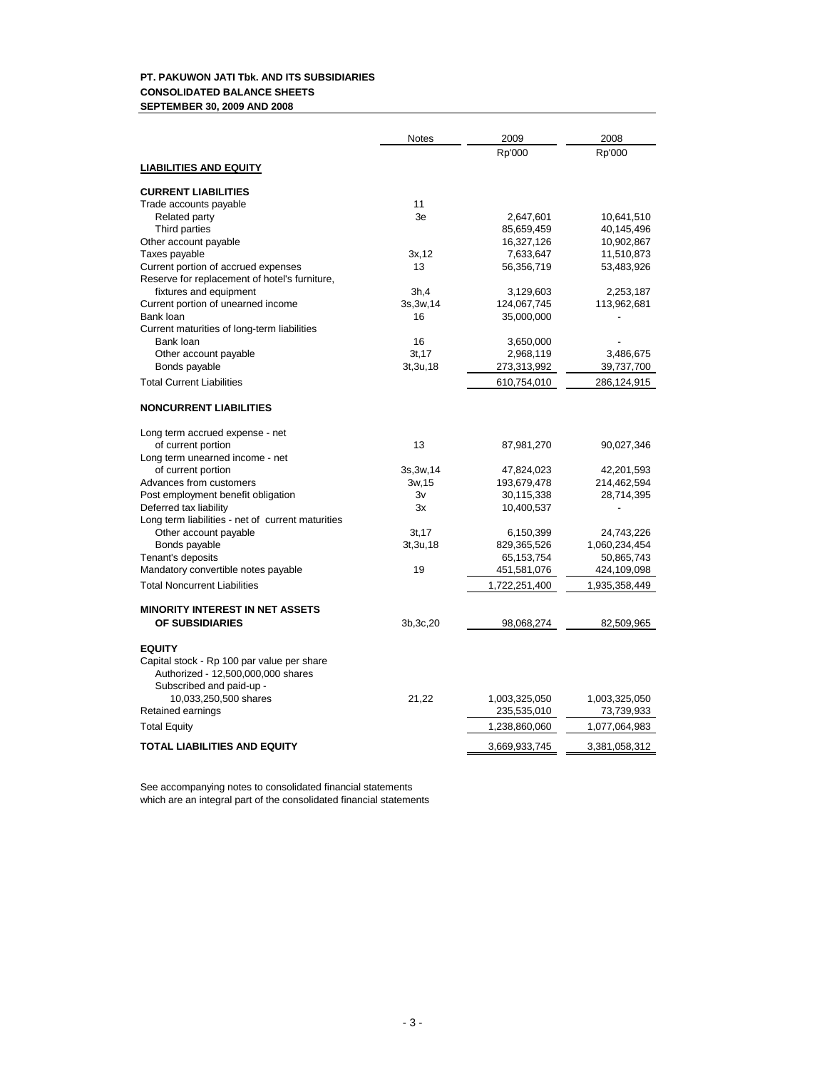**PT. PAKUWON JATI Tbk. AND ITS SUBSIDIARIES**
**CONSOLIDATED BALANCE SHEETS**
**SEPTEMBER 30, 2009 AND 2008**

| | Notes | 2009 | 2008 |
|---|---|---|---|
| | | Rp'000 | Rp'000 |
| **LIABILITIES AND EQUITY** | | | |
| **CURRENT LIABILITIES** | | | |
| Trade accounts payable | 11 | | |
| Related party | 3e | 2,647,601 | 10,641,510 |
| Third parties | | 85,659,459 | 40,145,496 |
| Other account payable | | 16,327,126 | 10,902,867 |
| Taxes payable | 3x,12 | 7,633,647 | 11,510,873 |
| Current portion of accrued expenses | 13 | 56,356,719 | 53,483,926 |
| Reserve for replacement of hotel's furniture, fixtures and equipment | 3h,4 | 3,129,603 | 2,253,187 |
| Current portion of unearned income | 3s,3w,14 | 124,067,745 | 113,962,681 |
| Bank loan | 16 | 35,000,000 | - |
| Current maturities of long-term liabilities | | | |
| Bank loan | 16 | 3,650,000 | - |
| Other account payable | 3t,17 | 2,968,119 | 3,486,675 |
| Bonds payable | 3t,3u,18 | 273,313,992 | 39,737,700 |
| Total Current Liabilities | | 610,754,010 | 286,124,915 |
| **NONCURRENT LIABILITIES** | | | |
| Long term accrued expense - net of current portion | 13 | 87,981,270 | 90,027,346 |
| Long term unearned income - net of current portion | 3s,3w,14 | 47,824,023 | 42,201,593 |
| Advances from customers | 3w,15 | 193,679,478 | 214,462,594 |
| Post employment benefit obligation | 3v | 30,115,338 | 28,714,395 |
| Deferred tax liability | 3x | 10,400,537 | - |
| Long term liabilities - net of current maturities | | | |
| Other account payable | 3t,17 | 6,150,399 | 24,743,226 |
| Bonds payable | 3t,3u,18 | 829,365,526 | 1,060,234,454 |
| Tenant's deposits | | 65,153,754 | 50,865,743 |
| Mandatory convertible notes payable | 19 | 451,581,076 | 424,109,098 |
| Total Noncurrent Liabilities | | 1,722,251,400 | 1,935,358,449 |
| **MINORITY INTEREST IN NET ASSETS OF SUBSIDIARIES** | 3b,3c,20 | 98,068,274 | 82,509,965 |
| **EQUITY** | | | |
| Capital stock - Rp 100 par value per share | | | |
| Authorized - 12,500,000,000 shares | | | |
| Subscribed and paid-up - 10,033,250,500 shares | 21,22 | 1,003,325,050 | 1,003,325,050 |
| Retained earnings | | 235,535,010 | 73,739,933 |
| Total Equity | | 1,238,860,060 | 1,077,064,983 |
| **TOTAL LIABILITIES AND EQUITY** | | 3,669,933,745 | 3,381,058,312 |

See accompanying notes to consolidated financial statements which are an integral part of the consolidated financial statements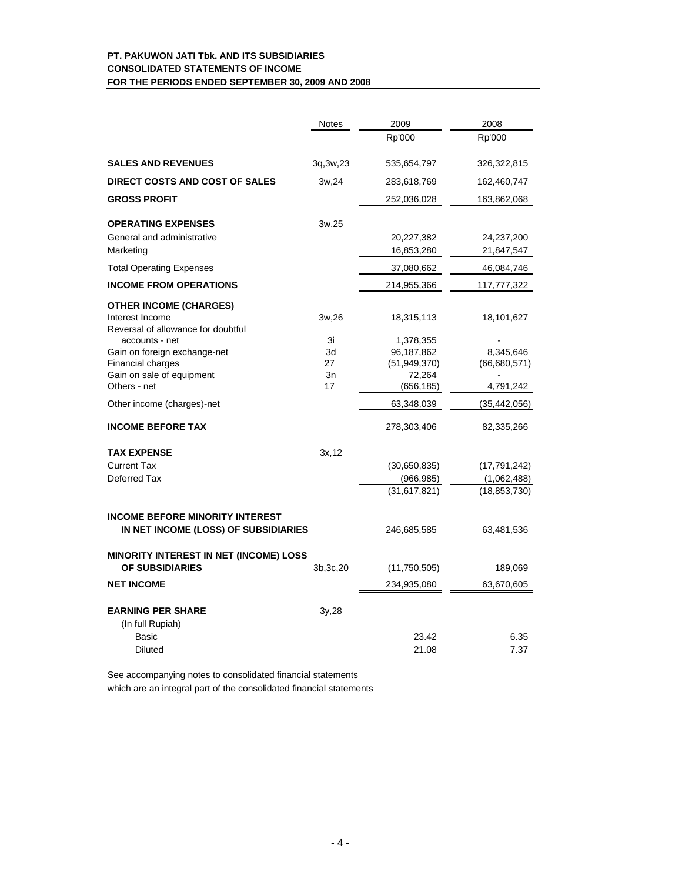**PT. PAKUWON JATI Tbk. AND ITS SUBSIDIARIES**
**CONSOLIDATED STATEMENTS OF INCOME**
**FOR THE PERIODS ENDED SEPTEMBER 30, 2009 AND 2008**

| | Notes | 2009 | 2008 |
|---|---|---|---|
| | | Rp'000 | Rp'000 |
| **SALES AND REVENUES** | 3q,3w,23 | 535,654,797 | 326,322,815 |
| **DIRECT COSTS AND COST OF SALES** | 3w,24 | 283,618,769 | 162,460,747 |
| **GROSS PROFIT** | | 252,036,028 | 163,862,068 |
| **OPERATING EXPENSES** | 3w,25 | | |
| General and administrative | | 20,227,382 | 24,237,200 |
| Marketing | | 16,853,280 | 21,847,547 |
| Total Operating Expenses | | 37,080,662 | 46,084,746 |
| **INCOME FROM OPERATIONS** | | 214,955,366 | 117,777,322 |
| **OTHER INCOME (CHARGES)** | | | |
| Interest Income | 3w,26 | 18,315,113 | 18,101,627 |
| Reversal of allowance for doubtful accounts - net | 3i | 1,378,355 | - |
| Gain on foreign exchange-net | 3d | 96,187,862 | 8,345,646 |
| Financial charges | 27 | (51,949,370) | (66,680,571) |
| Gain on sale of equipment | 3n | 72,264 | - |
| Others - net | 17 | (656,185) | 4,791,242 |
| Other income (charges)-net | | 63,348,039 | (35,442,056) |
| **INCOME BEFORE TAX** | | 278,303,406 | 82,335,266 |
| **TAX EXPENSE** | 3x,12 | | |
| Current Tax | | (30,650,835) | (17,791,242) |
| Deferred Tax | | (966,985) | (1,062,488) |
| | | (31,617,821) | (18,853,730) |
| **INCOME BEFORE MINORITY INTEREST IN NET INCOME (LOSS) OF SUBSIDIARIES** | | 246,685,585 | 63,481,536 |
| **MINORITY INTEREST IN NET (INCOME) LOSS OF SUBSIDIARIES** | 3b,3c,20 | (11,750,505) | 189,069 |
| **NET INCOME** | | 234,935,080 | 63,670,605 |
| **EARNING PER SHARE** | 3y,28 | | |
| (In full Rupiah) | | | |
| Basic | | 23.42 | 6.35 |
| Diluted | | 21.08 | 7.37 |

See accompanying notes to consolidated financial statements
which are an integral part of the consolidated financial statements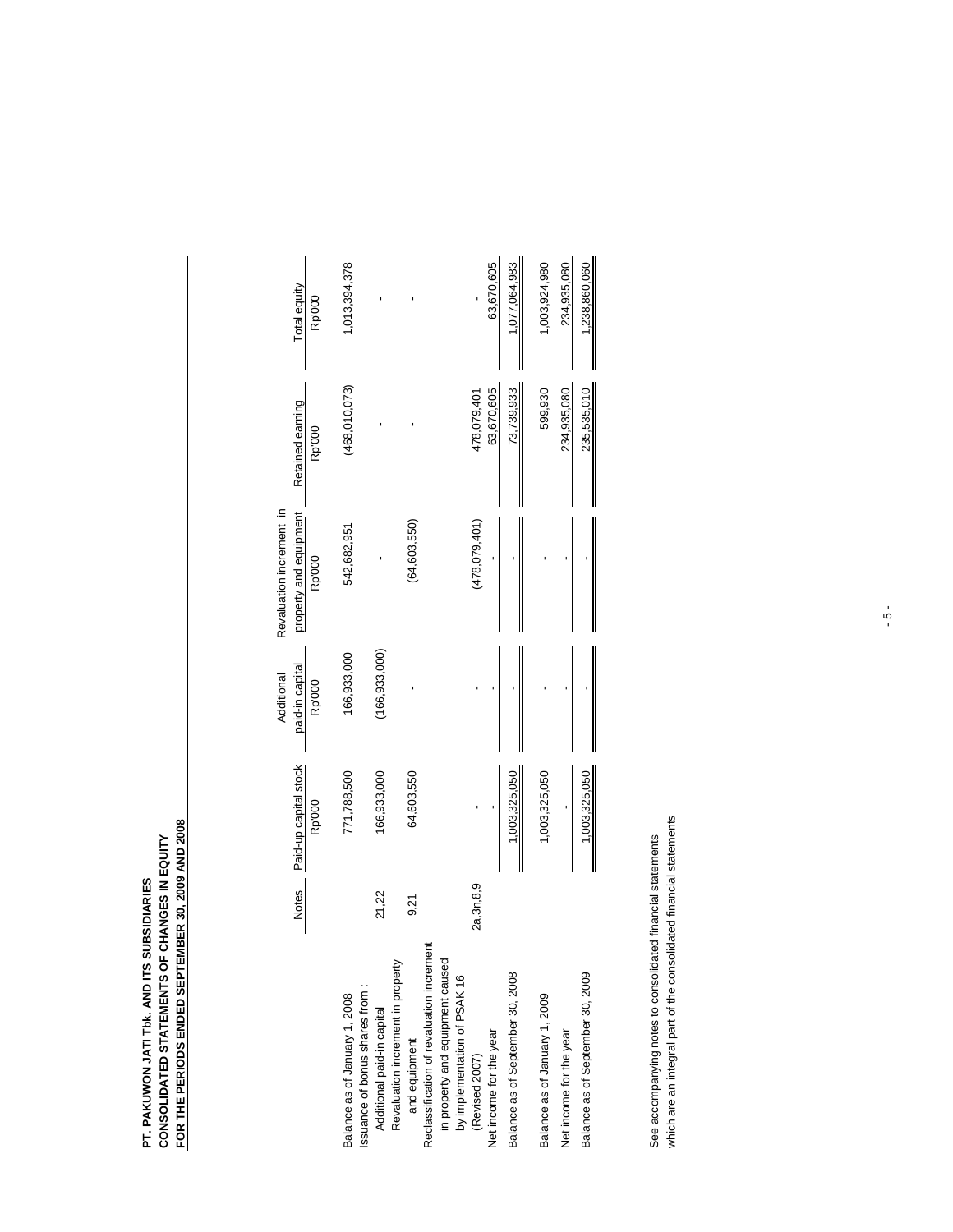**PT. PAKUWON JATI Tbk. AND ITS SUBSIDIARIES**
**CONSOLIDATED STATEMENTS OF CHANGES IN EQUITY**
**FOR THE PERIODS ENDED SEPTEMBER 30, 2009 AND 2008**

| | Notes | Paid-up capital stock | Additional paid-in capital | Revaluation increment in property and equipment | Retained earning | Total equity |
|---|---|---|---|---|---|---|
| | | Rp'000 | Rp'000 | Rp'000 | Rp'000 | Rp'000 |
| Balance as of January 1, 2008 | | 771,788,500 | 166,933,000 | 542,682,951 | (468,010,073) | 1,013,394,378 |
| Issuance of bonus shares from : | | | | | | |
| Additional paid-in capital | 21,22 | 166,933,000 | (166,933,000) | - | - | - |
| Revaluation increment in property and equipment | 9,21 | 64,603,550 | - | (64,603,550) | - | - |
| Reclassification of revaluation increment in property and equipment caused by implementation of PSAK 16 (Revised 2007) | 2a,3n,8,9 | - | - | (478,079,401) | 478,079,401 | - |
| Net income for the year | | - | - | - | 63,670,605 | 63,670,605 |
| Balance as of September 30, 2008 | | 1,003,325,050 | - | - | 73,739,933 | 1,077,064,983 |
| Balance as of January 1, 2009 | | 1,003,325,050 | - | - | 599,930 | 1,003,924,980 |
| Net income for the year | | - | - | - | 234,935,080 | 234,935,080 |
| Balance as of September 30, 2009 | | 1,003,325,050 | - | - | 235,535,010 | 1,238,860,060 |

See accompanying notes to consolidated financial statements
which are an integral part of the consolidated financial statements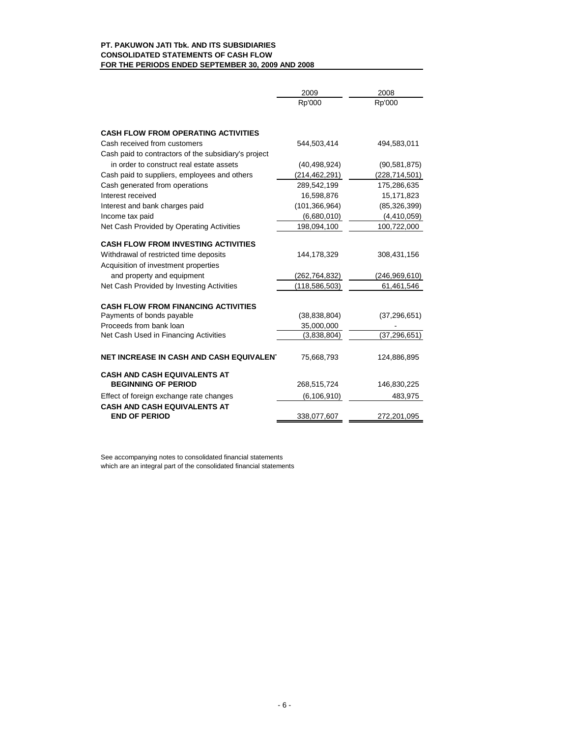**PT. PAKUWON JATI Tbk. AND ITS SUBSIDIARIES**
**CONSOLIDATED STATEMENTS OF CASH FLOW**
**FOR THE PERIODS ENDED SEPTEMBER 30, 2009 AND 2008**

| | 2009 | 2008 |
|---|---|---|
| | Rp'000 | Rp'000 |
| **CASH FLOW FROM OPERATING ACTIVITIES** | | |
| Cash received from customers | 544,503,414 | 494,583,011 |
| Cash paid to contractors of the subsidiary's project in order to construct real estate assets | (40,498,924) | (90,581,875) |
| Cash paid to suppliers, employees and others | (214,462,291) | (228,714,501) |
| Cash generated from operations | 289,542,199 | 175,286,635 |
| Interest received | 16,598,876 | 15,171,823 |
| Interest and bank charges paid | (101,366,964) | (85,326,399) |
| Income tax paid | (6,680,010) | (4,410,059) |
| Net Cash Provided by Operating Activities | 198,094,100 | 100,722,000 |
| **CASH FLOW FROM INVESTING ACTIVITIES** | | |
| Withdrawal of restricted time deposits | 144,178,329 | 308,431,156 |
| Acquisition of investment properties and property and equipment | (262,764,832) | (246,969,610) |
| Net Cash Provided by Investing Activities | (118,586,503) | 61,461,546 |
| **CASH FLOW FROM FINANCING ACTIVITIES** | | |
| Payments of bonds payable | (38,838,804) | (37,296,651) |
| Proceeds from bank loan | 35,000,000 | - |
| Net Cash Used in Financing Activities | (3,838,804) | (37,296,651) |
| **NET INCREASE IN CASH AND CASH EQUIVALENT** | 75,668,793 | 124,886,895 |
| **CASH AND CASH EQUIVALENTS AT BEGINNING OF PERIOD** | 268,515,724 | 146,830,225 |
| Effect of foreign exchange rate changes | (6,106,910) | 483,975 |
| **CASH AND CASH EQUIVALENTS AT END OF PERIOD** | 338,077,607 | 272,201,095 |

See accompanying notes to consolidated financial statements
which are an integral part of the consolidated financial statements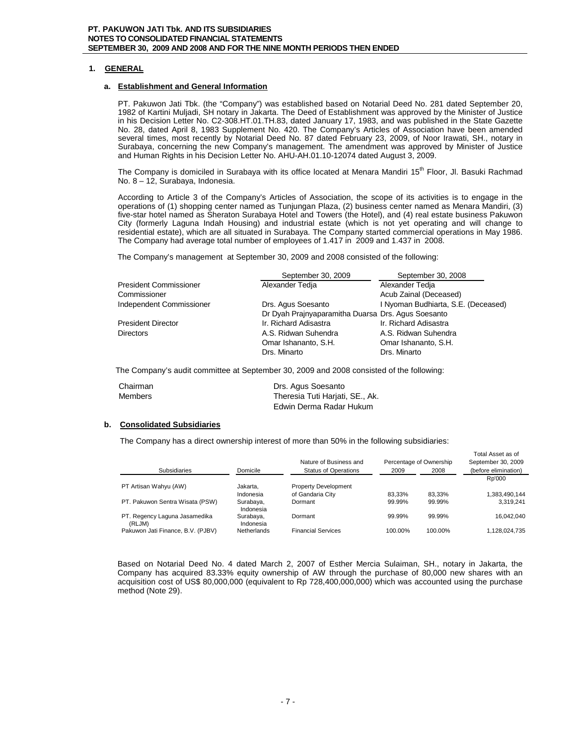## 1. GENERAL

### a. Establishment and General Information

PT. Pakuwon Jati Tbk. (the "Company") was established based on Notarial Deed No. 281 dated September 20, 1982 of Kartini Muljadi, SH notary in Jakarta. The Deed of Establishment was approved by the Minister of Justice in his Decision Letter No. C2-308.HT.01.TH.83, dated January 17, 1983, and was published in the State Gazette No. 28, dated April 8, 1983 Supplement No. 420. The Company's Articles of Association have been amended several times, most recently by Notarial Deed No. 87 dated February 23, 2009, of Noor Irawati, SH., notary in Surabaya, concerning the new Company's management. The amendment was approved by Minister of Justice and Human Rights in his Decision Letter No. AHU-AH.01.10-12074 dated August 3, 2009.

The Company is domiciled in Surabaya with its office located at Menara Mandiri 15th Floor, Jl. Basuki Rachmad No. 8 – 12, Surabaya, Indonesia.

According to Article 3 of the Company's Articles of Association, the scope of its activities is to engage in the operations of (1) shopping center named as Tunjungan Plaza, (2) business center named as Menara Mandiri, (3) five-star hotel named as Sheraton Surabaya Hotel and Towers (the Hotel), and (4) real estate business Pakuwon City (formerly Laguna Indah Housing) and industrial estate (which is not yet operating and will change to residential estate), which are all situated in Surabaya. The Company started commercial operations in May 1986. The Company had average total number of employees of 1.417 in 2009 and 1.437 in 2008.

The Company's management at September 30, 2009 and 2008 consisted of the following:

| | September 30, 2009 | September 30, 2008 |
|---|---|---|
| President Commissioner | Alexander Tedja | Alexander Tedja |
| Commissioner | | Acub Zainal (Deceased) |
| Independent Commissioner | Drs. Agus Soesanto | I Nyoman Budhiarta, S.E. (Deceased) |
| | Dr Dyah Prajnyaparamitha Duarsa | Drs. Agus Soesanto |
| President Director | Ir. Richard Adisastra | Ir. Richard Adisastra |
| Directors | A.S. Ridwan Suhendra | A.S. Ridwan Suhendra |
| | Omar Ishananto, S.H. | Omar Ishananto, S.H. |
| | Drs. Minarto | Drs. Minarto |

The Company's audit committee at September 30, 2009 and 2008 consisted of the following:

| | |
|---|---|
| Chairman | Drs. Agus Soesanto |
| Members | Theresia Tuti Harjati, SE., Ak. |
| | Edwin Derma Radar Hukum |

### b. Consolidated Subsidiaries

The Company has a direct ownership interest of more than 50% in the following subsidiaries:

| Subsidiaries | Domicile | Nature of Business and Status of Operations | Percentage of Ownership 2009 | 2008 | Total Asset as of September 30, 2009 (before elimination) |
|---|---|---|---|---|---|
| | | | | | Rp'000 |
| PT Artisan Wahyu (AW) | Jakarta, Indonesia | Property Development of Gandaria City | 83,33% | 83,33% | 1,383,490,144 |
| PT. Pakuwon Sentra Wisata (PSW) | Surabaya, Indonesia | Dormant | 99.99% | 99.99% | 3,319,241 |
| PT. Regency Laguna Jasamedika (RLJM) | Surabaya, Indonesia | Dormant | 99.99% | 99.99% | 16,042,040 |
| Pakuwon Jati Finance, B.V. (PJBV) | Netherlands | Financial Services | 100.00% | 100.00% | 1,128,024,735 |

Based on Notarial Deed No. 4 dated March 2, 2007 of Esther Mercia Sulaiman, SH., notary in Jakarta, the Company has acquired 83.33% equity ownership of AW through the purchase of 80,000 new shares with an acquisition cost of US$ 80,000,000 (equivalent to Rp 728,400,000,000) which was accounted using the purchase method (Note 29).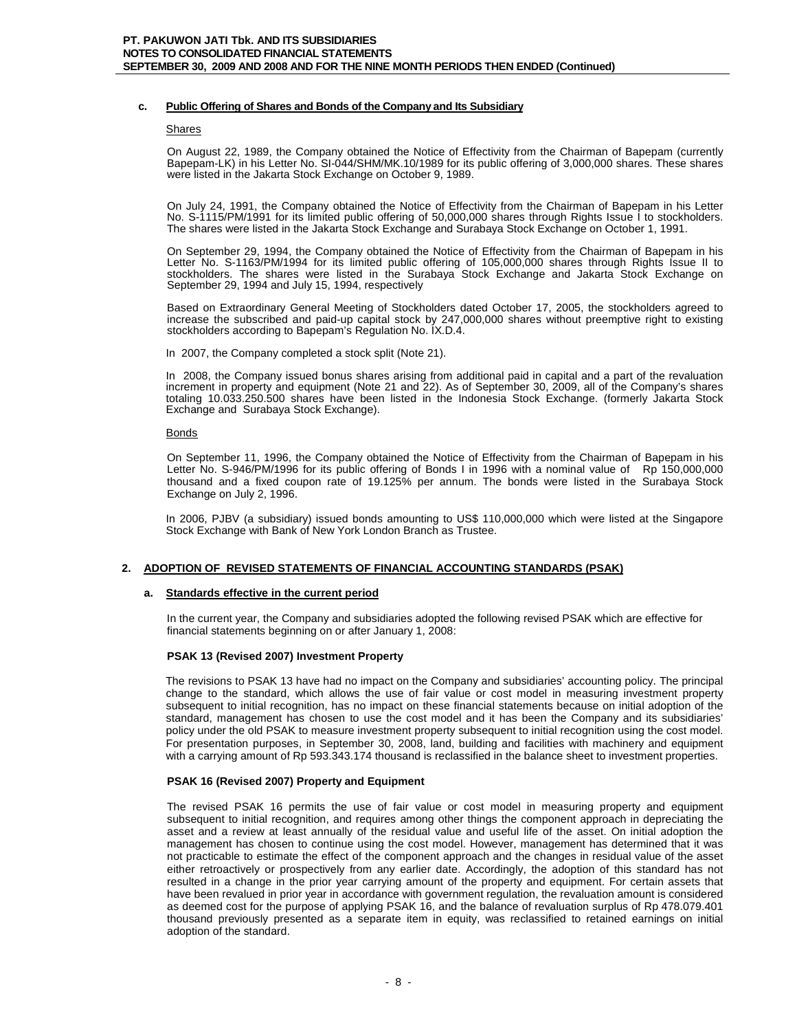#### c. Public Offering of Shares and Bonds of the Company and Its Subsidiary

Shares

On August 22, 1989, the Company obtained the Notice of Effectivity from the Chairman of Bapepam (currently Bapepam-LK) in his Letter No. SI-044/SHM/MK.10/1989 for its public offering of 3,000,000 shares. These shares were listed in the Jakarta Stock Exchange on October 9, 1989.

On July 24, 1991, the Company obtained the Notice of Effectivity from the Chairman of Bapepam in his Letter No. S-1115/PM/1991 for its limited public offering of 50,000,000 shares through Rights Issue I to stockholders. The shares were listed in the Jakarta Stock Exchange and Surabaya Stock Exchange on October 1, 1991.

On September 29, 1994, the Company obtained the Notice of Effectivity from the Chairman of Bapepam in his Letter No. S-1163/PM/1994 for its limited public offering of 105,000,000 shares through Rights Issue II to stockholders. The shares were listed in the Surabaya Stock Exchange and Jakarta Stock Exchange on September 29, 1994 and July 15, 1994, respectively

Based on Extraordinary General Meeting of Stockholders dated October 17, 2005, the stockholders agreed to increase the subscribed and paid-up capital stock by 247,000,000 shares without preemptive right to existing stockholders according to Bapepam's Regulation No. IX.D.4.

In 2007, the Company completed a stock split (Note 21).

In 2008, the Company issued bonus shares arising from additional paid in capital and a part of the revaluation increment in property and equipment (Note 21 and 22). As of September 30, 2009, all of the Company's shares totaling 10.033.250.500 shares have been listed in the Indonesia Stock Exchange. (formerly Jakarta Stock Exchange and Surabaya Stock Exchange).

Bonds

On September 11, 1996, the Company obtained the Notice of Effectivity from the Chairman of Bapepam in his Letter No. S-946/PM/1996 for its public offering of Bonds I in 1996 with a nominal value of Rp 150,000,000 thousand and a fixed coupon rate of 19.125% per annum. The bonds were listed in the Surabaya Stock Exchange on July 2, 1996.

In 2006, PJBV (a subsidiary) issued bonds amounting to US$ 110,000,000 which were listed at the Singapore Stock Exchange with Bank of New York London Branch as Trustee.

## 2. ADOPTION OF REVISED STATEMENTS OF FINANCIAL ACCOUNTING STANDARDS (PSAK)

### a. Standards effective in the current period

In the current year, the Company and subsidiaries adopted the following revised PSAK which are effective for financial statements beginning on or after January 1, 2008:

**PSAK 13 (Revised 2007) Investment Property**

The revisions to PSAK 13 have had no impact on the Company and subsidiaries' accounting policy. The principal change to the standard, which allows the use of fair value or cost model in measuring investment property subsequent to initial recognition, has no impact on these financial statements because on initial adoption of the standard, management has chosen to use the cost model and it has been the Company and its subsidiaries' policy under the old PSAK to measure investment property subsequent to initial recognition using the cost model. For presentation purposes, in September 30, 2008, land, building and facilities with machinery and equipment with a carrying amount of Rp 593.343.174 thousand is reclassified in the balance sheet to investment properties.

**PSAK 16 (Revised 2007) Property and Equipment**

The revised PSAK 16 permits the use of fair value or cost model in measuring property and equipment subsequent to initial recognition, and requires among other things the component approach in depreciating the asset and a review at least annually of the residual value and useful life of the asset. On initial adoption the management has chosen to continue using the cost model. However, management has determined that it was not practicable to estimate the effect of the component approach and the changes in residual value of the asset either retroactively or prospectively from any earlier date. Accordingly, the adoption of this standard has not resulted in a change in the prior year carrying amount of the property and equipment. For certain assets that have been revalued in prior year in accordance with government regulation, the revaluation amount is considered as deemed cost for the purpose of applying PSAK 16, and the balance of revaluation surplus of Rp 478.079.401 thousand previously presented as a separate item in equity, was reclassified to retained earnings on initial adoption of the standard.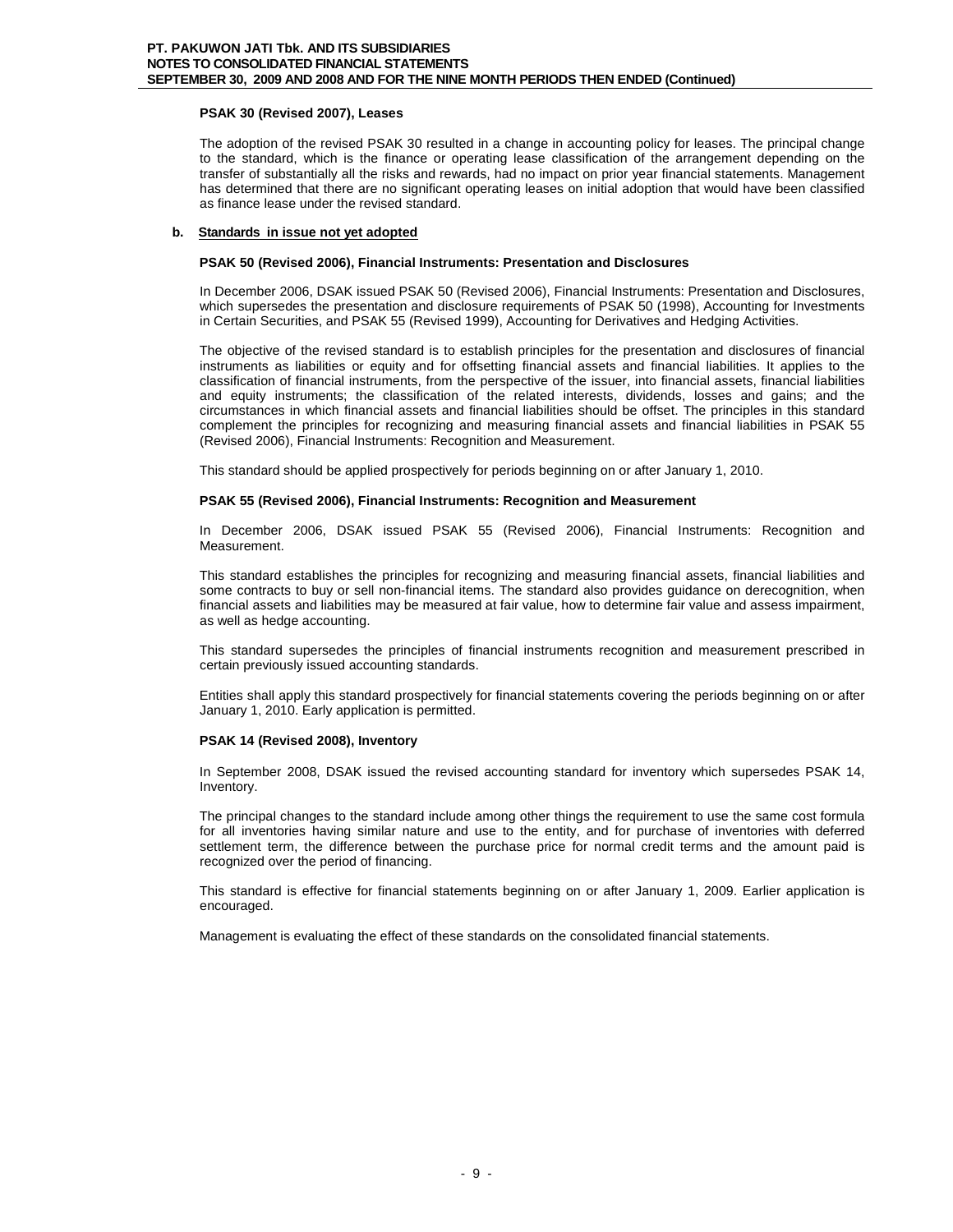**PSAK 30 (Revised 2007), Leases**

The adoption of the revised PSAK 30 resulted in a change in accounting policy for leases. The principal change to the standard, which is the finance or operating lease classification of the arrangement depending on the transfer of substantially all the risks and rewards, had no impact on prior year financial statements. Management has determined that there are no significant operating leases on initial adoption that would have been classified as finance lease under the revised standard.

**b. Standards in issue not yet adopted**

**PSAK 50 (Revised 2006), Financial Instruments: Presentation and Disclosures**

In December 2006, DSAK issued PSAK 50 (Revised 2006), Financial Instruments: Presentation and Disclosures, which supersedes the presentation and disclosure requirements of PSAK 50 (1998), Accounting for Investments in Certain Securities, and PSAK 55 (Revised 1999), Accounting for Derivatives and Hedging Activities.

The objective of the revised standard is to establish principles for the presentation and disclosures of financial instruments as liabilities or equity and for offsetting financial assets and financial liabilities. It applies to the classification of financial instruments, from the perspective of the issuer, into financial assets, financial liabilities and equity instruments; the classification of the related interests, dividends, losses and gains; and the circumstances in which financial assets and financial liabilities should be offset. The principles in this standard complement the principles for recognizing and measuring financial assets and financial liabilities in PSAK 55 (Revised 2006), Financial Instruments: Recognition and Measurement.

This standard should be applied prospectively for periods beginning on or after January 1, 2010.

**PSAK 55 (Revised 2006), Financial Instruments: Recognition and Measurement**

In December 2006, DSAK issued PSAK 55 (Revised 2006), Financial Instruments: Recognition and Measurement.

This standard establishes the principles for recognizing and measuring financial assets, financial liabilities and some contracts to buy or sell non-financial items. The standard also provides guidance on derecognition, when financial assets and liabilities may be measured at fair value, how to determine fair value and assess impairment, as well as hedge accounting.

This standard supersedes the principles of financial instruments recognition and measurement prescribed in certain previously issued accounting standards.

Entities shall apply this standard prospectively for financial statements covering the periods beginning on or after January 1, 2010. Early application is permitted.

**PSAK 14 (Revised 2008), Inventory**

In September 2008, DSAK issued the revised accounting standard for inventory which supersedes PSAK 14, Inventory.

The principal changes to the standard include among other things the requirement to use the same cost formula for all inventories having similar nature and use to the entity, and for purchase of inventories with deferred settlement term, the difference between the purchase price for normal credit terms and the amount paid is recognized over the period of financing.

This standard is effective for financial statements beginning on or after January 1, 2009. Earlier application is encouraged.

Management is evaluating the effect of these standards on the consolidated financial statements.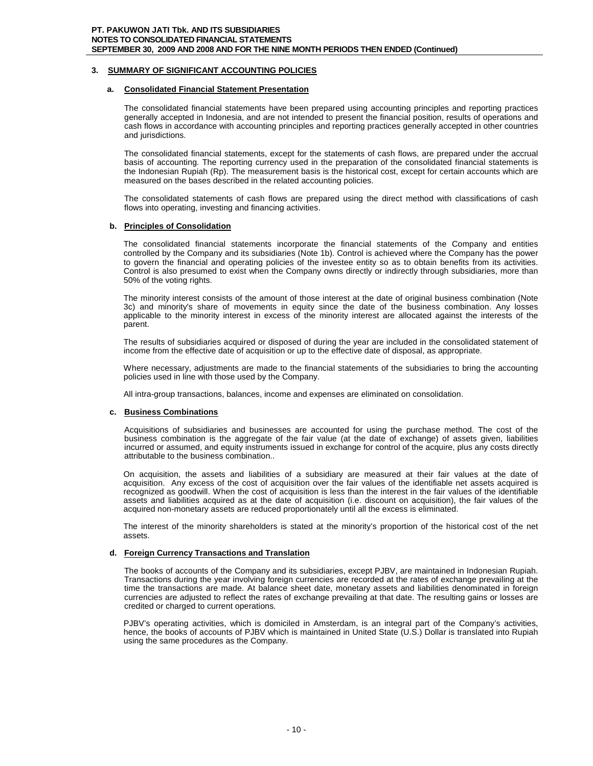## 3. SUMMARY OF SIGNIFICANT ACCOUNTING POLICIES

### a. Consolidated Financial Statement Presentation

The consolidated financial statements have been prepared using accounting principles and reporting practices generally accepted in Indonesia, and are not intended to present the financial position, results of operations and cash flows in accordance with accounting principles and reporting practices generally accepted in other countries and jurisdictions.

The consolidated financial statements, except for the statements of cash flows, are prepared under the accrual basis of accounting. The reporting currency used in the preparation of the consolidated financial statements is the Indonesian Rupiah (Rp). The measurement basis is the historical cost, except for certain accounts which are measured on the bases described in the related accounting policies.

The consolidated statements of cash flows are prepared using the direct method with classifications of cash flows into operating, investing and financing activities.

### b. Principles of Consolidation

The consolidated financial statements incorporate the financial statements of the Company and entities controlled by the Company and its subsidiaries (Note 1b). Control is achieved where the Company has the power to govern the financial and operating policies of the investee entity so as to obtain benefits from its activities. Control is also presumed to exist when the Company owns directly or indirectly through subsidiaries, more than 50% of the voting rights.

The minority interest consists of the amount of those interest at the date of original business combination (Note 3c) and minority's share of movements in equity since the date of the business combination. Any losses applicable to the minority interest in excess of the minority interest are allocated against the interests of the parent.

The results of subsidiaries acquired or disposed of during the year are included in the consolidated statement of income from the effective date of acquisition or up to the effective date of disposal, as appropriate.

Where necessary, adjustments are made to the financial statements of the subsidiaries to bring the accounting policies used in line with those used by the Company.

All intra-group transactions, balances, income and expenses are eliminated on consolidation.

### c. Business Combinations

Acquisitions of subsidiaries and businesses are accounted for using the purchase method. The cost of the business combination is the aggregate of the fair value (at the date of exchange) of assets given, liabilities incurred or assumed, and equity instruments issued in exchange for control of the acquire, plus any costs directly attributable to the business combination..

On acquisition, the assets and liabilities of a subsidiary are measured at their fair values at the date of acquisition. Any excess of the cost of acquisition over the fair values of the identifiable net assets acquired is recognized as goodwill. When the cost of acquisition is less than the interest in the fair values of the identifiable assets and liabilities acquired as at the date of acquisition (i.e. discount on acquisition), the fair values of the acquired non-monetary assets are reduced proportionately until all the excess is eliminated.

The interest of the minority shareholders is stated at the minority's proportion of the historical cost of the net assets.

### d. Foreign Currency Transactions and Translation

The books of accounts of the Company and its subsidiaries, except PJBV, are maintained in Indonesian Rupiah. Transactions during the year involving foreign currencies are recorded at the rates of exchange prevailing at the time the transactions are made. At balance sheet date, monetary assets and liabilities denominated in foreign currencies are adjusted to reflect the rates of exchange prevailing at that date. The resulting gains or losses are credited or charged to current operations.

PJBV's operating activities, which is domiciled in Amsterdam, is an integral part of the Company's activities, hence, the books of accounts of PJBV which is maintained in United State (U.S.) Dollar is translated into Rupiah using the same procedures as the Company.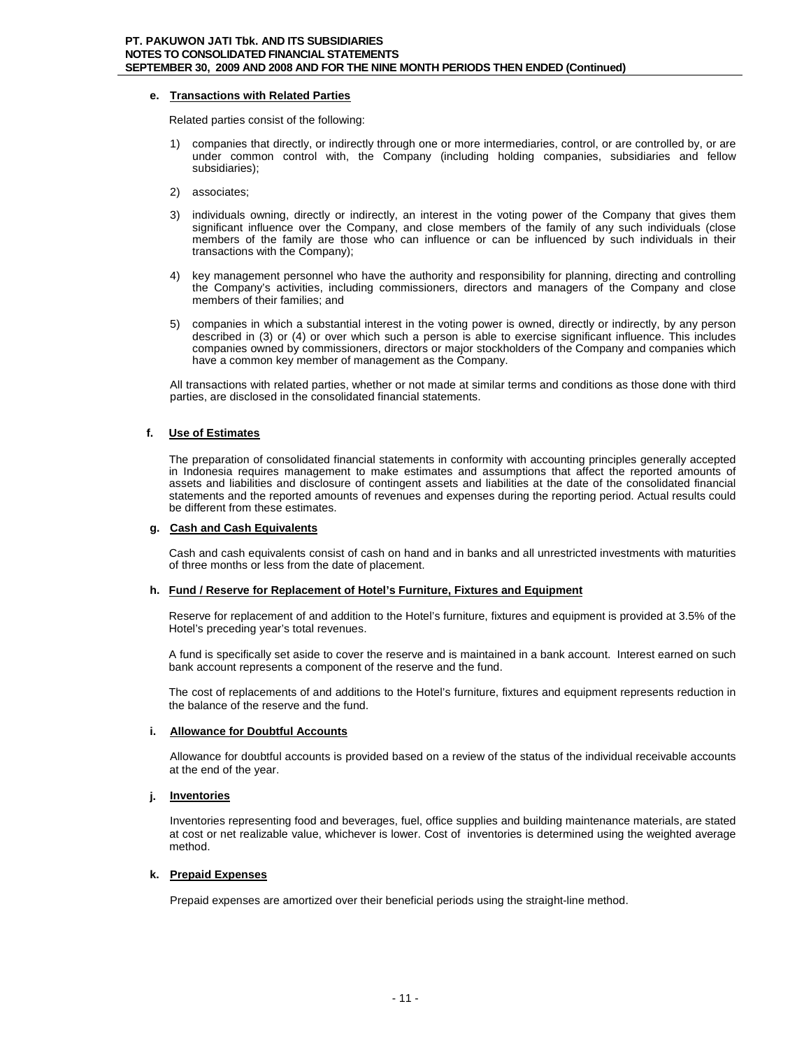**e. Transactions with Related Parties**

Related parties consist of the following:

1) companies that directly, or indirectly through one or more intermediaries, control, or are controlled by, or are under common control with, the Company (including holding companies, subsidiaries and fellow subsidiaries);

2) associates;

3) individuals owning, directly or indirectly, an interest in the voting power of the Company that gives them significant influence over the Company, and close members of the family of any such individuals (close members of the family are those who can influence or can be influenced by such individuals in their transactions with the Company);

4) key management personnel who have the authority and responsibility for planning, directing and controlling the Company's activities, including commissioners, directors and managers of the Company and close members of their families; and

5) companies in which a substantial interest in the voting power is owned, directly or indirectly, by any person described in (3) or (4) or over which such a person is able to exercise significant influence. This includes companies owned by commissioners, directors or major stockholders of the Company and companies which have a common key member of management as the Company.

All transactions with related parties, whether or not made at similar terms and conditions as those done with third parties, are disclosed in the consolidated financial statements.

**f. Use of Estimates**

The preparation of consolidated financial statements in conformity with accounting principles generally accepted in Indonesia requires management to make estimates and assumptions that affect the reported amounts of assets and liabilities and disclosure of contingent assets and liabilities at the date of the consolidated financial statements and the reported amounts of revenues and expenses during the reporting period. Actual results could be different from these estimates.

**g. Cash and Cash Equivalents**

Cash and cash equivalents consist of cash on hand and in banks and all unrestricted investments with maturities of three months or less from the date of placement.

**h. Fund / Reserve for Replacement of Hotel's Furniture, Fixtures and Equipment**

Reserve for replacement of and addition to the Hotel's furniture, fixtures and equipment is provided at 3.5% of the Hotel's preceding year's total revenues.

A fund is specifically set aside to cover the reserve and is maintained in a bank account. Interest earned on such bank account represents a component of the reserve and the fund.

The cost of replacements of and additions to the Hotel's furniture, fixtures and equipment represents reduction in the balance of the reserve and the fund.

**i. Allowance for Doubtful Accounts**

Allowance for doubtful accounts is provided based on a review of the status of the individual receivable accounts at the end of the year.

**j. Inventories**

Inventories representing food and beverages, fuel, office supplies and building maintenance materials, are stated at cost or net realizable value, whichever is lower. Cost of inventories is determined using the weighted average method.

**k. Prepaid Expenses**

Prepaid expenses are amortized over their beneficial periods using the straight-line method.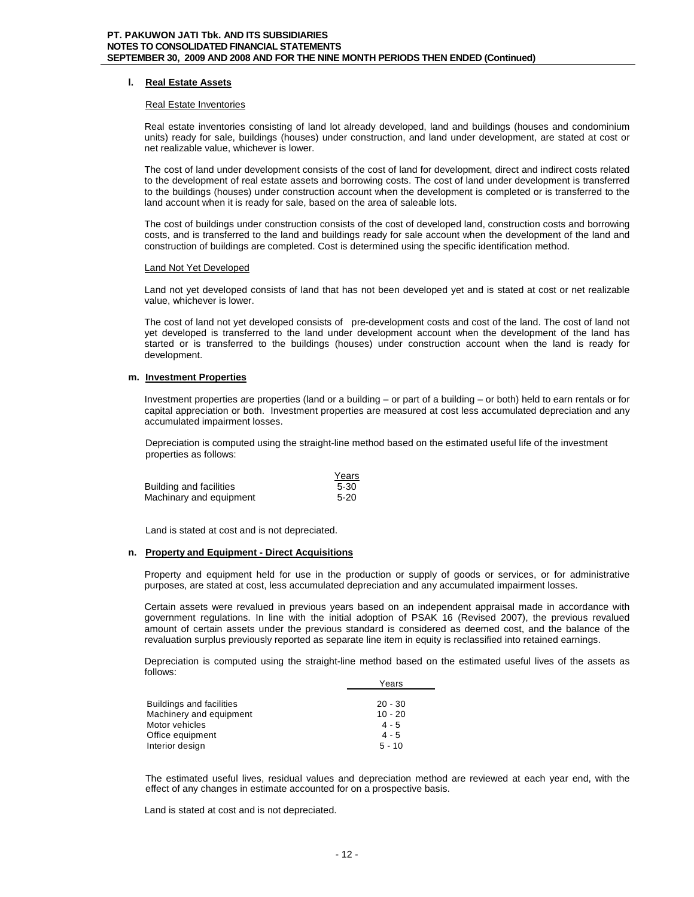### l. Real Estate Assets

Real Estate Inventories

Real estate inventories consisting of land lot already developed, land and buildings (houses and condominium units) ready for sale, buildings (houses) under construction, and land under development, are stated at cost or net realizable value, whichever is lower.

The cost of land under development consists of the cost of land for development, direct and indirect costs related to the development of real estate assets and borrowing costs. The cost of land under development is transferred to the buildings (houses) under construction account when the development is completed or is transferred to the land account when it is ready for sale, based on the area of saleable lots.

The cost of buildings under construction consists of the cost of developed land, construction costs and borrowing costs, and is transferred to the land and buildings ready for sale account when the development of the land and construction of buildings are completed. Cost is determined using the specific identification method.

Land Not Yet Developed

Land not yet developed consists of land that has not been developed yet and is stated at cost or net realizable value, whichever is lower.

The cost of land not yet developed consists of pre-development costs and cost of the land. The cost of land not yet developed is transferred to the land under development account when the development of the land has started or is transferred to the buildings (houses) under construction account when the land is ready for development.

### m. Investment Properties

Investment properties are properties (land or a building – or part of a building – or both) held to earn rentals or for capital appreciation or both. Investment properties are measured at cost less accumulated depreciation and any accumulated impairment losses.

Depreciation is computed using the straight-line method based on the estimated useful life of the investment properties as follows:

| | Years |
|---|---|
| Building and facilities | 5-30 |
| Machinary and equipment | 5-20 |

Land is stated at cost and is not depreciated.

### n. Property and Equipment - Direct Acquisitions

Property and equipment held for use in the production or supply of goods or services, or for administrative purposes, are stated at cost, less accumulated depreciation and any accumulated impairment losses.

Certain assets were revalued in previous years based on an independent appraisal made in accordance with government regulations. In line with the initial adoption of PSAK 16 (Revised 2007), the previous revalued amount of certain assets under the previous standard is considered as deemed cost, and the balance of the revaluation surplus previously reported as separate line item in equity is reclassified into retained earnings.

Depreciation is computed using the straight-line method based on the estimated useful lives of the assets as follows:

| | Years |
|---|---|
| Buildings and facilities | 20 - 30 |
| Machinery and equipment | 10 - 20 |
| Motor vehicles | 4 - 5 |
| Office equipment | 4 - 5 |
| Interior design | 5 - 10 |

The estimated useful lives, residual values and depreciation method are reviewed at each year end, with the effect of any changes in estimate accounted for on a prospective basis.

Land is stated at cost and is not depreciated.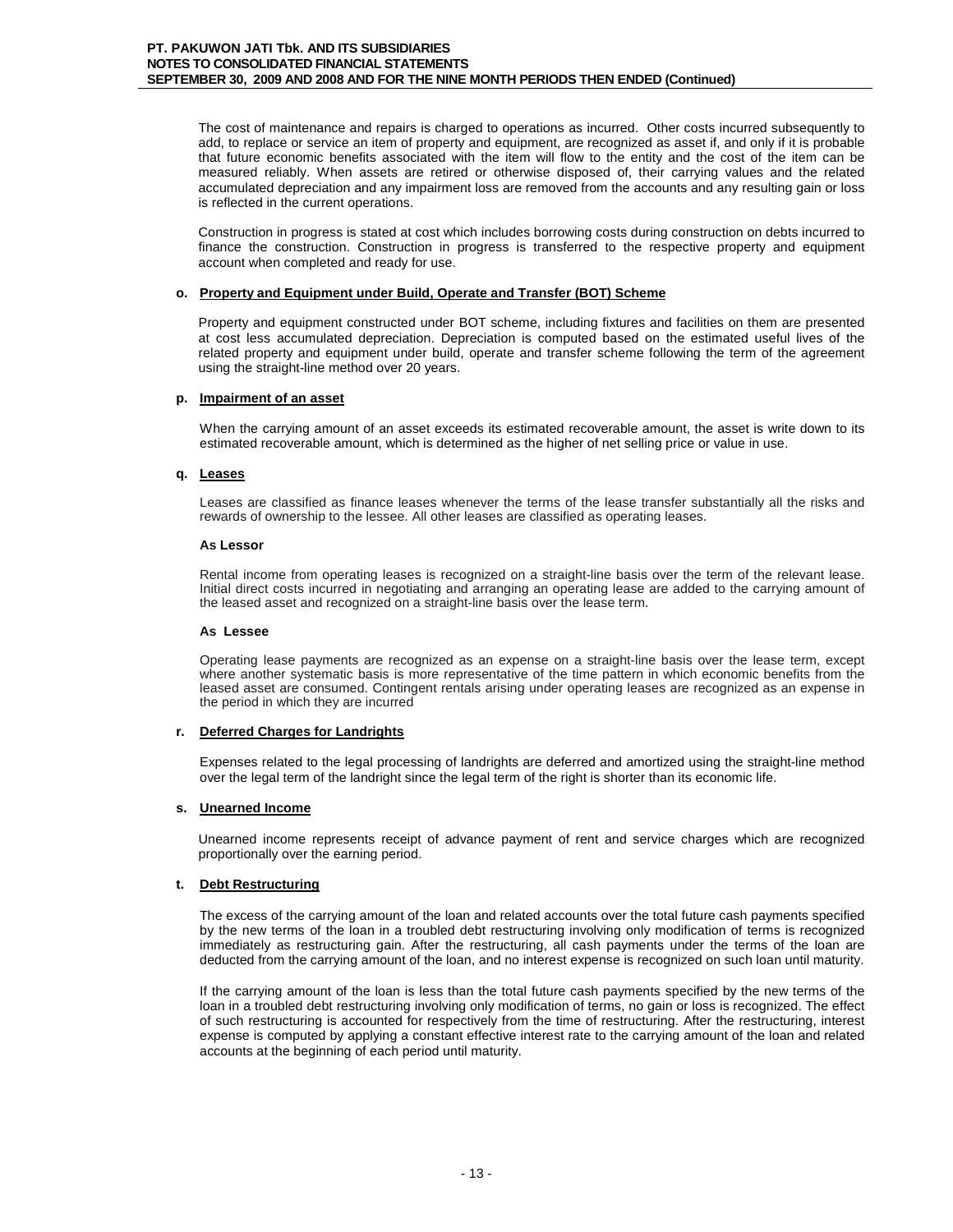The cost of maintenance and repairs is charged to operations as incurred. Other costs incurred subsequently to add, to replace or service an item of property and equipment, are recognized as asset if, and only if it is probable that future economic benefits associated with the item will flow to the entity and the cost of the item can be measured reliably. When assets are retired or otherwise disposed of, their carrying values and the related accumulated depreciation and any impairment loss are removed from the accounts and any resulting gain or loss is reflected in the current operations.

Construction in progress is stated at cost which includes borrowing costs during construction on debts incurred to finance the construction. Construction in progress is transferred to the respective property and equipment account when completed and ready for use.

**o. Property and Equipment under Build, Operate and Transfer (BOT) Scheme**

Property and equipment constructed under BOT scheme, including fixtures and facilities on them are presented at cost less accumulated depreciation. Depreciation is computed based on the estimated useful lives of the related property and equipment under build, operate and transfer scheme following the term of the agreement using the straight-line method over 20 years.

**p. Impairment of an asset**

When the carrying amount of an asset exceeds its estimated recoverable amount, the asset is write down to its estimated recoverable amount, which is determined as the higher of net selling price or value in use.

**q. Leases**

Leases are classified as finance leases whenever the terms of the lease transfer substantially all the risks and rewards of ownership to the lessee. All other leases are classified as operating leases.

**As Lessor**

Rental income from operating leases is recognized on a straight-line basis over the term of the relevant lease. Initial direct costs incurred in negotiating and arranging an operating lease are added to the carrying amount of the leased asset and recognized on a straight-line basis over the lease term.

**As Lessee**

Operating lease payments are recognized as an expense on a straight-line basis over the lease term, except where another systematic basis is more representative of the time pattern in which economic benefits from the leased asset are consumed. Contingent rentals arising under operating leases are recognized as an expense in the period in which they are incurred

**r. Deferred Charges for Landrights**

Expenses related to the legal processing of landrights are deferred and amortized using the straight-line method over the legal term of the landright since the legal term of the right is shorter than its economic life.

**s. Unearned Income**

Unearned income represents receipt of advance payment of rent and service charges which are recognized proportionally over the earning period.

**t. Debt Restructuring**

The excess of the carrying amount of the loan and related accounts over the total future cash payments specified by the new terms of the loan in a troubled debt restructuring involving only modification of terms is recognized immediately as restructuring gain. After the restructuring, all cash payments under the terms of the loan are deducted from the carrying amount of the loan, and no interest expense is recognized on such loan until maturity.

If the carrying amount of the loan is less than the total future cash payments specified by the new terms of the loan in a troubled debt restructuring involving only modification of terms, no gain or loss is recognized. The effect of such restructuring is accounted for respectively from the time of restructuring. After the restructuring, interest expense is computed by applying a constant effective interest rate to the carrying amount of the loan and related accounts at the beginning of each period until maturity.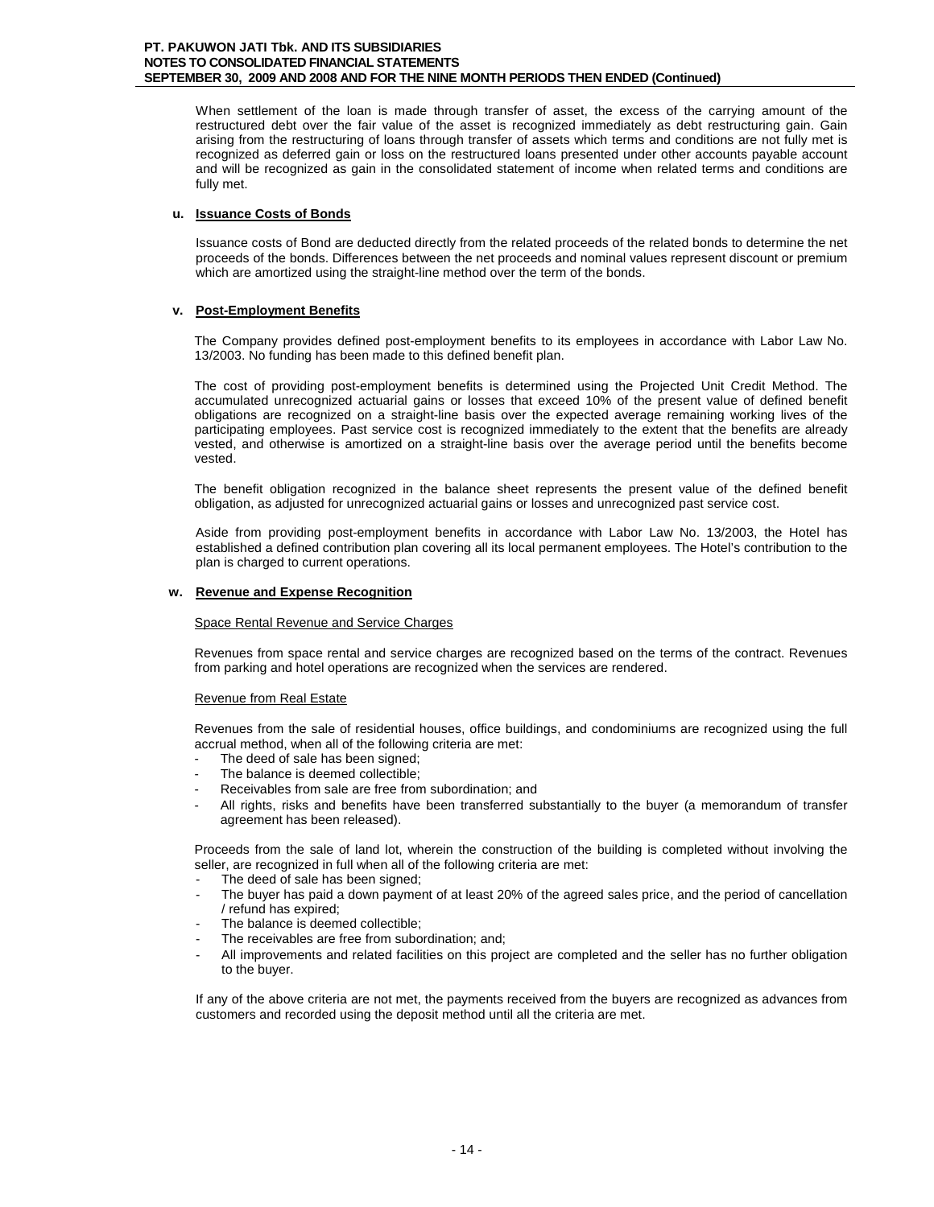When settlement of the loan is made through transfer of asset, the excess of the carrying amount of the restructured debt over the fair value of the asset is recognized immediately as debt restructuring gain. Gain arising from the restructuring of loans through transfer of assets which terms and conditions are not fully met is recognized as deferred gain or loss on the restructured loans presented under other accounts payable account and will be recognized as gain in the consolidated statement of income when related terms and conditions are fully met.

**u. Issuance Costs of Bonds**

Issuance costs of Bond are deducted directly from the related proceeds of the related bonds to determine the net proceeds of the bonds. Differences between the net proceeds and nominal values represent discount or premium which are amortized using the straight-line method over the term of the bonds.

**v. Post-Employment Benefits**

The Company provides defined post-employment benefits to its employees in accordance with Labor Law No. 13/2003. No funding has been made to this defined benefit plan.

The cost of providing post-employment benefits is determined using the Projected Unit Credit Method. The accumulated unrecognized actuarial gains or losses that exceed 10% of the present value of defined benefit obligations are recognized on a straight-line basis over the expected average remaining working lives of the participating employees. Past service cost is recognized immediately to the extent that the benefits are already vested, and otherwise is amortized on a straight-line basis over the average period until the benefits become vested.

The benefit obligation recognized in the balance sheet represents the present value of the defined benefit obligation, as adjusted for unrecognized actuarial gains or losses and unrecognized past service cost.

Aside from providing post-employment benefits in accordance with Labor Law No. 13/2003, the Hotel has established a defined contribution plan covering all its local permanent employees. The Hotel's contribution to the plan is charged to current operations.

**w. Revenue and Expense Recognition**

Space Rental Revenue and Service Charges

Revenues from space rental and service charges are recognized based on the terms of the contract. Revenues from parking and hotel operations are recognized when the services are rendered.

Revenue from Real Estate

Revenues from the sale of residential houses, office buildings, and condominiums are recognized using the full accrual method, when all of the following criteria are met:

- The deed of sale has been signed;
- The balance is deemed collectible;
- Receivables from sale are free from subordination; and
- All rights, risks and benefits have been transferred substantially to the buyer (a memorandum of transfer agreement has been released).

Proceeds from the sale of land lot, wherein the construction of the building is completed without involving the seller, are recognized in full when all of the following criteria are met:

- The deed of sale has been signed;
- The buyer has paid a down payment of at least 20% of the agreed sales price, and the period of cancellation / refund has expired;
- The balance is deemed collectible;
- The receivables are free from subordination; and;
- All improvements and related facilities on this project are completed and the seller has no further obligation to the buyer.

If any of the above criteria are not met, the payments received from the buyers are recognized as advances from customers and recorded using the deposit method until all the criteria are met.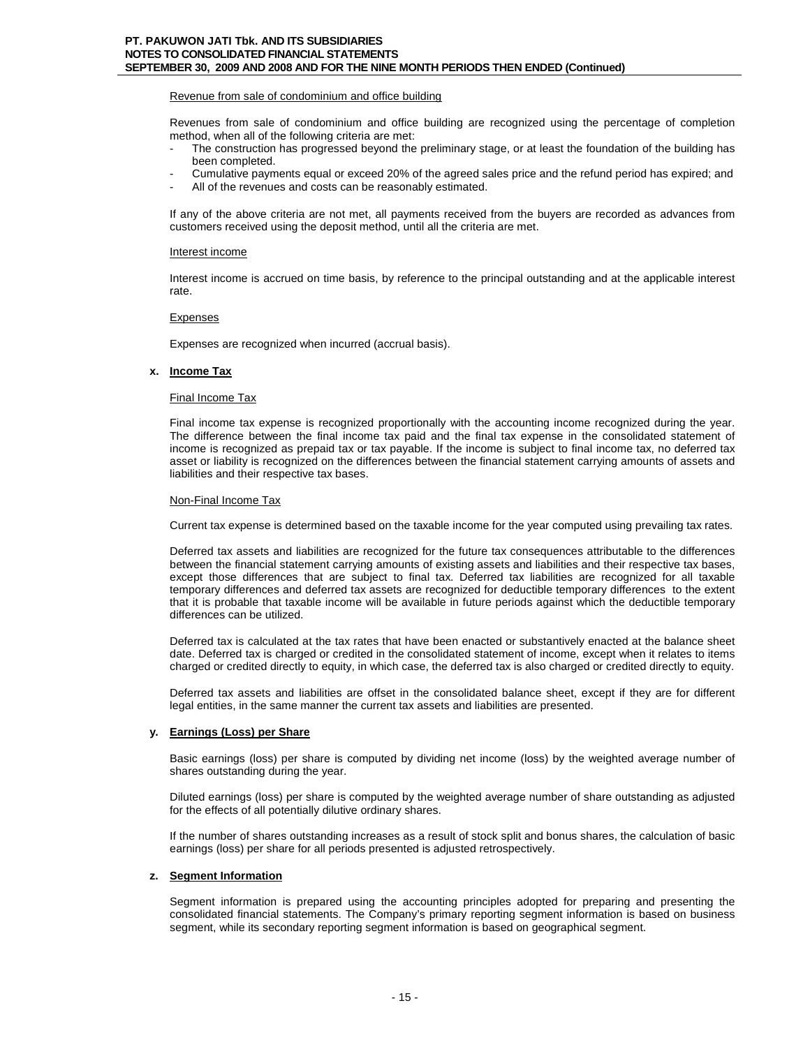Revenue from sale of condominium and office building

Revenues from sale of condominium and office building are recognized using the percentage of completion method, when all of the following criteria are met:

- The construction has progressed beyond the preliminary stage, or at least the foundation of the building has been completed.
- Cumulative payments equal or exceed 20% of the agreed sales price and the refund period has expired; and
- All of the revenues and costs can be reasonably estimated.

If any of the above criteria are not met, all payments received from the buyers are recorded as advances from customers received using the deposit method, until all the criteria are met.

Interest income

Interest income is accrued on time basis, by reference to the principal outstanding and at the applicable interest rate.

Expenses

Expenses are recognized when incurred (accrual basis).

**x. Income Tax**

Final Income Tax

Final income tax expense is recognized proportionally with the accounting income recognized during the year. The difference between the final income tax paid and the final tax expense in the consolidated statement of income is recognized as prepaid tax or tax payable. If the income is subject to final income tax, no deferred tax asset or liability is recognized on the differences between the financial statement carrying amounts of assets and liabilities and their respective tax bases.

Non-Final Income Tax

Current tax expense is determined based on the taxable income for the year computed using prevailing tax rates.

Deferred tax assets and liabilities are recognized for the future tax consequences attributable to the differences between the financial statement carrying amounts of existing assets and liabilities and their respective tax bases, except those differences that are subject to final tax. Deferred tax liabilities are recognized for all taxable temporary differences and deferred tax assets are recognized for deductible temporary differences to the extent that it is probable that taxable income will be available in future periods against which the deductible temporary differences can be utilized.

Deferred tax is calculated at the tax rates that have been enacted or substantively enacted at the balance sheet date. Deferred tax is charged or credited in the consolidated statement of income, except when it relates to items charged or credited directly to equity, in which case, the deferred tax is also charged or credited directly to equity.

Deferred tax assets and liabilities are offset in the consolidated balance sheet, except if they are for different legal entities, in the same manner the current tax assets and liabilities are presented.

**y. Earnings (Loss) per Share**

Basic earnings (loss) per share is computed by dividing net income (loss) by the weighted average number of shares outstanding during the year.

Diluted earnings (loss) per share is computed by the weighted average number of share outstanding as adjusted for the effects of all potentially dilutive ordinary shares.

If the number of shares outstanding increases as a result of stock split and bonus shares, the calculation of basic earnings (loss) per share for all periods presented is adjusted retrospectively.

**z. Segment Information**

Segment information is prepared using the accounting principles adopted for preparing and presenting the consolidated financial statements. The Company's primary reporting segment information is based on business segment, while its secondary reporting segment information is based on geographical segment.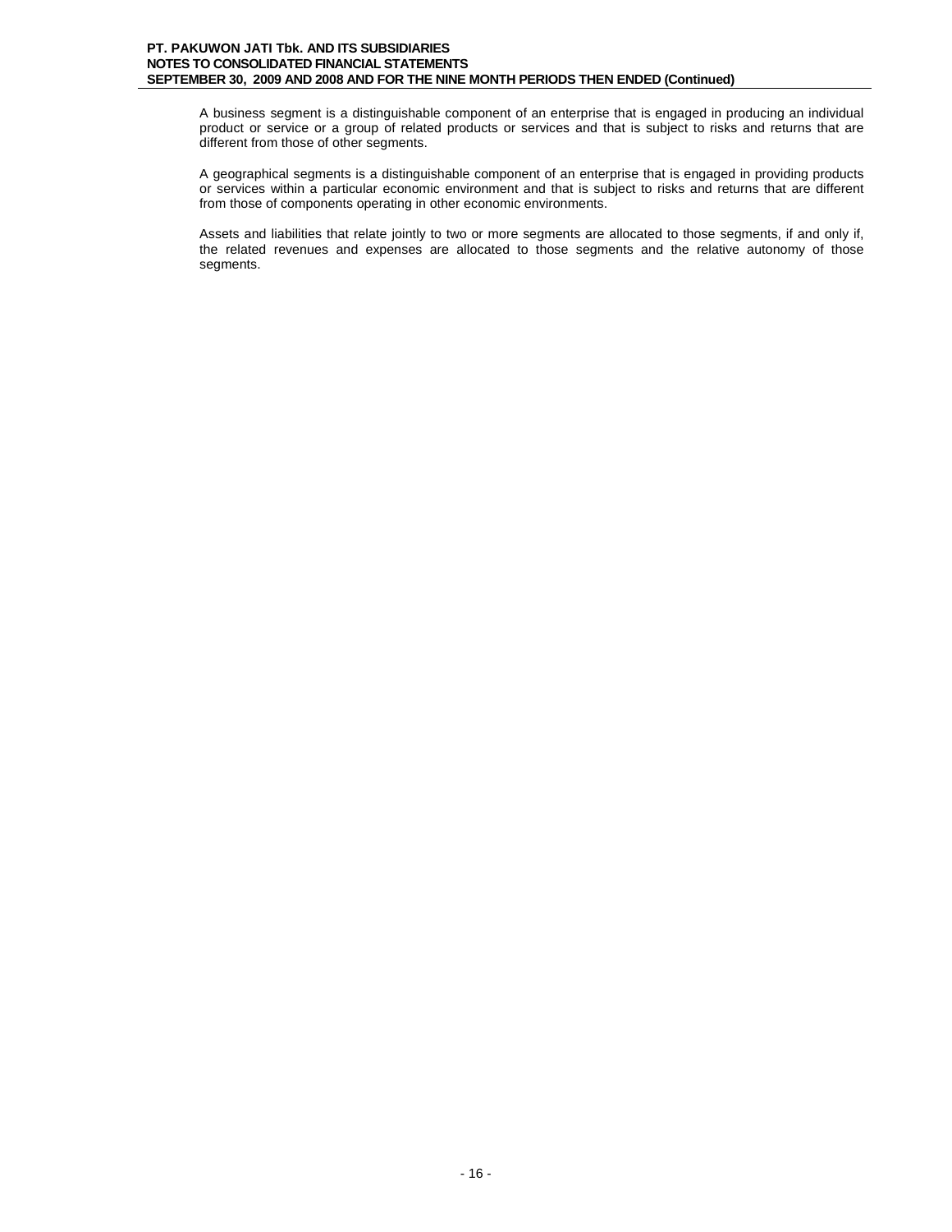A business segment is a distinguishable component of an enterprise that is engaged in producing an individual product or service or a group of related products or services and that is subject to risks and returns that are different from those of other segments.

A geographical segments is a distinguishable component of an enterprise that is engaged in providing products or services within a particular economic environment and that is subject to risks and returns that are different from those of components operating in other economic environments.

Assets and liabilities that relate jointly to two or more segments are allocated to those segments, if and only if, the related revenues and expenses are allocated to those segments and the relative autonomy of those segments.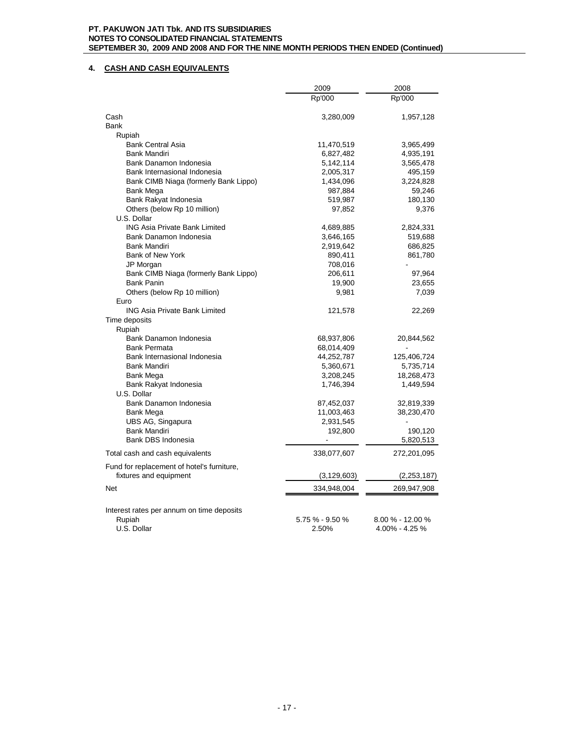## 4. CASH AND CASH EQUIVALENTS

| | 2009 | 2008 |
|---|---|---|
| | Rp'000 | Rp'000 |
| Cash | 3,280,009 | 1,957,128 |
| Bank | | |
| Rupiah | | |
| Bank Central Asia | 11,470,519 | 3,965,499 |
| Bank Mandiri | 6,827,482 | 4,935,191 |
| Bank Danamon Indonesia | 5,142,114 | 3,565,478 |
| Bank Internasional Indonesia | 2,005,317 | 495,159 |
| Bank CIMB Niaga (formerly Bank Lippo) | 1,434,096 | 3,224,828 |
| Bank Mega | 987,884 | 59,246 |
| Bank Rakyat Indonesia | 519,987 | 180,130 |
| Others (below Rp 10 million) | 97,852 | 9,376 |
| U.S. Dollar | | |
| ING Asia Private Bank Limited | 4,689,885 | 2,824,331 |
| Bank Danamon Indonesia | 3,646,165 | 519,688 |
| Bank Mandiri | 2,919,642 | 686,825 |
| Bank of New York | 890,411 | 861,780 |
| JP Morgan | 708,016 | - |
| Bank CIMB Niaga (formerly Bank Lippo) | 206,611 | 97,964 |
| Bank Panin | 19,900 | 23,655 |
| Others (below Rp 10 million) | 9,981 | 7,039 |
| Euro | | |
| ING Asia Private Bank Limited | 121,578 | 22,269 |
| Time deposits | | |
| Rupiah | | |
| Bank Danamon Indonesia | 68,937,806 | 20,844,562 |
| Bank Permata | 68,014,409 | - |
| Bank Internasional Indonesia | 44,252,787 | 125,406,724 |
| Bank Mandiri | 5,360,671 | 5,735,714 |
| Bank Mega | 3,208,245 | 18,268,473 |
| Bank Rakyat Indonesia | 1,746,394 | 1,449,594 |
| U.S. Dollar | | |
| Bank Danamon Indonesia | 87,452,037 | 32,819,339 |
| Bank Mega | 11,003,463 | 38,230,470 |
| UBS AG, Singapura | 2,931,545 | - |
| Bank Mandiri | 192,800 | 190,120 |
| Bank DBS Indonesia | - | 5,820,513 |
| Total cash and cash equivalents | 338,077,607 | 272,201,095 |
| Fund for replacement of hotel's furniture, fixtures and equipment | (3,129,603) | (2,253,187) |
| Net | 334,948,004 | 269,947,908 |
| Interest rates per annum on time deposits | | |
| Rupiah | 5.75 % - 9.50 % | 8.00 % - 12.00 % |
| U.S. Dollar | 2.50% | 4.00% - 4.25 % |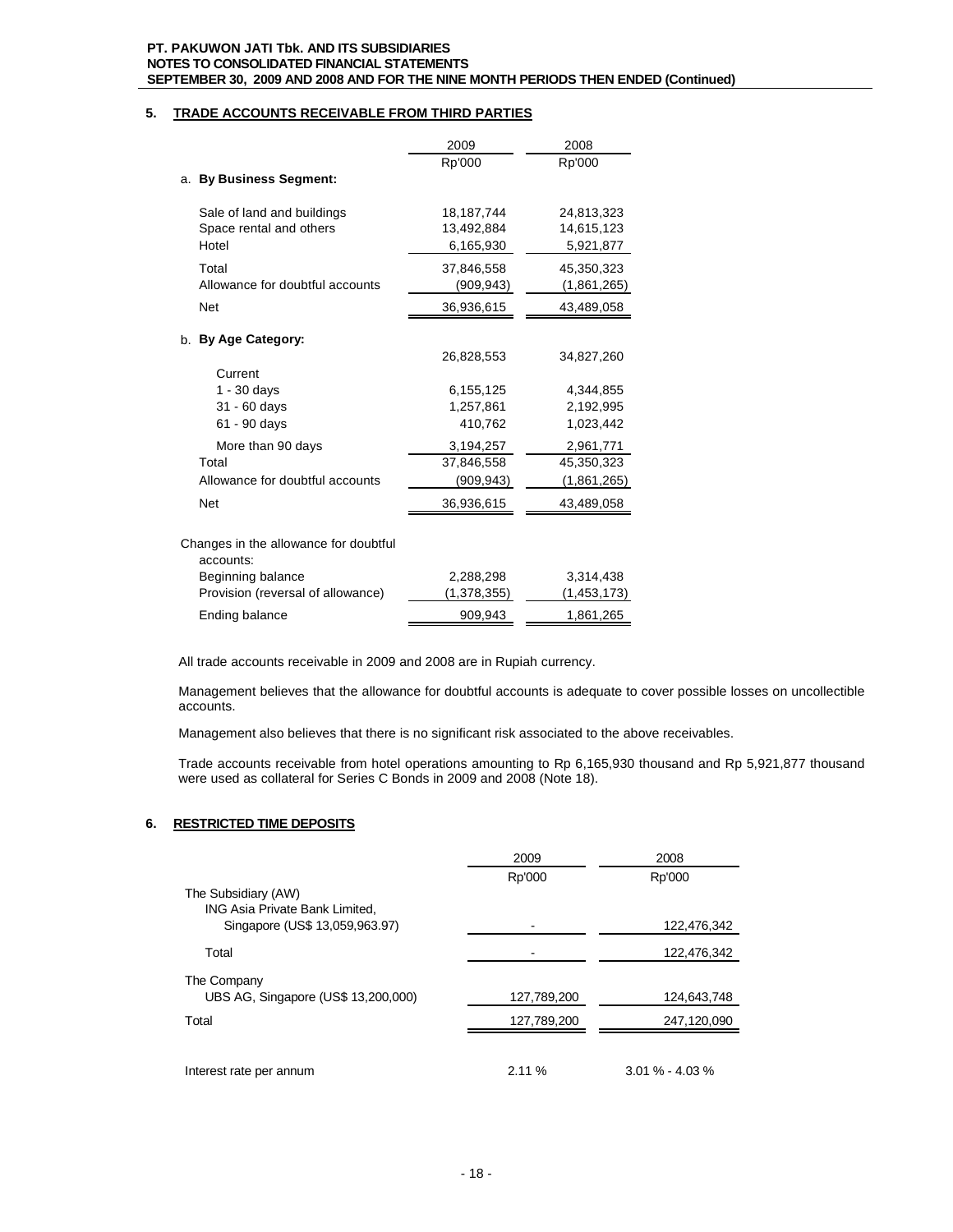## 5. TRADE ACCOUNTS RECEIVABLE FROM THIRD PARTIES

| | 2009 | 2008 |
|---|---|---|
| | Rp'000 | Rp'000 |
| **a. By Business Segment:** | | |
| Sale of land and buildings | 18,187,744 | 24,813,323 |
| Space rental and others | 13,492,884 | 14,615,123 |
| Hotel | 6,165,930 | 5,921,877 |
| Total | 37,846,558 | 45,350,323 |
| Allowance for doubtful accounts | (909,943) | (1,861,265) |
| Net | 36,936,615 | 43,489,058 |
| **b. By Age Category:** | | |
| Current | 26,828,553 | 34,827,260 |
| 1 - 30 days | 6,155,125 | 4,344,855 |
| 31 - 60 days | 1,257,861 | 2,192,995 |
| 61 - 90 days | 410,762 | 1,023,442 |
| More than 90 days | 3,194,257 | 2,961,771 |
| Total | 37,846,558 | 45,350,323 |
| Allowance for doubtful accounts | (909,943) | (1,861,265) |
| Net | 36,936,615 | 43,489,058 |
| Changes in the allowance for doubtful accounts: | | |
| Beginning balance | 2,288,298 | 3,314,438 |
| Provision (reversal of allowance) | (1,378,355) | (1,453,173) |
| Ending balance | 909,943 | 1,861,265 |

All trade accounts receivable in 2009 and 2008 are in Rupiah currency.

Management believes that the allowance for doubtful accounts is adequate to cover possible losses on uncollectible accounts.

Management also believes that there is no significant risk associated to the above receivables.

Trade accounts receivable from hotel operations amounting to Rp 6,165,930 thousand and Rp 5,921,877 thousand were used as collateral for Series C Bonds in 2009 and 2008 (Note 18).

## 6. RESTRICTED TIME DEPOSITS

| | 2009 | 2008 |
|---|---|---|
| | Rp'000 | Rp'000 |
| The Subsidiary (AW) | | |
| ING Asia Private Bank Limited, Singapore (US$ 13,059,963.97) | - | 122,476,342 |
| Total | - | 122,476,342 |
| The Company | | |
| UBS AG, Singapore (US$ 13,200,000) | 127,789,200 | 124,643,748 |
| Total | 127,789,200 | 247,120,090 |
| Interest rate per annum | 2.11 % | 3.01 % - 4.03 % |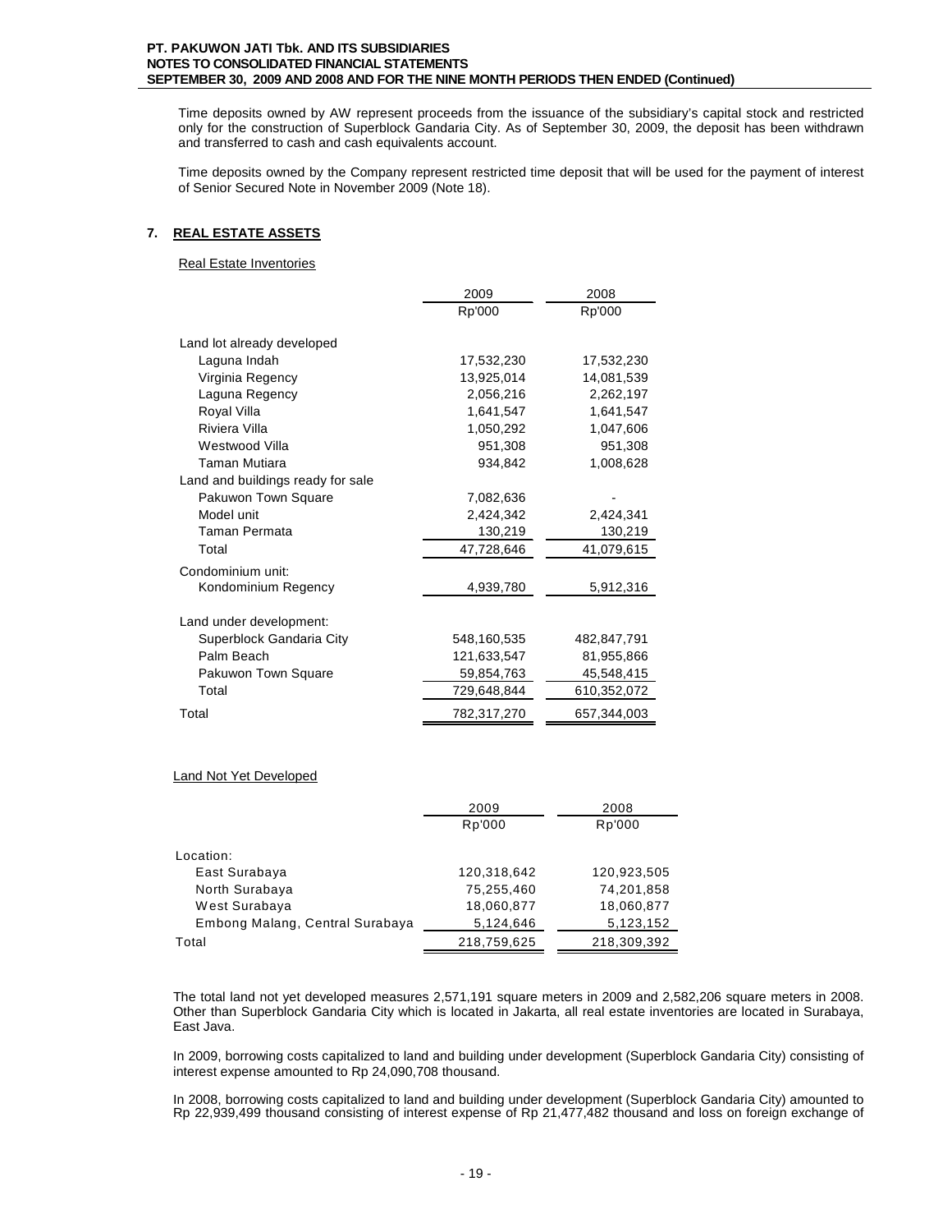Time deposits owned by AW represent proceeds from the issuance of the subsidiary's capital stock and restricted only for the construction of Superblock Gandaria City. As of September 30, 2009, the deposit has been withdrawn and transferred to cash and cash equivalents account.

Time deposits owned by the Company represent restricted time deposit that will be used for the payment of interest of Senior Secured Note in November 2009 (Note 18).

## 7. REAL ESTATE ASSETS

Real Estate Inventories

| | 2009 | 2008 |
|---|---|---|
| | Rp'000 | Rp'000 |
| Land lot already developed | | |
| Laguna Indah | 17,532,230 | 17,532,230 |
| Virginia Regency | 13,925,014 | 14,081,539 |
| Laguna Regency | 2,056,216 | 2,262,197 |
| Royal Villa | 1,641,547 | 1,641,547 |
| Riviera Villa | 1,050,292 | 1,047,606 |
| Westwood Villa | 951,308 | 951,308 |
| Taman Mutiara | 934,842 | 1,008,628 |
| Land and buildings ready for sale | | |
| Pakuwon Town Square | 7,082,636 | - |
| Model unit | 2,424,342 | 2,424,341 |
| Taman Permata | 130,219 | 130,219 |
| Total | 47,728,646 | 41,079,615 |
| Condominium unit: | | |
| Kondominium Regency | 4,939,780 | 5,912,316 |
| Land under development: | | |
| Superblock Gandaria City | 548,160,535 | 482,847,791 |
| Palm Beach | 121,633,547 | 81,955,866 |
| Pakuwon Town Square | 59,854,763 | 45,548,415 |
| Total | 729,648,844 | 610,352,072 |
| Total | 782,317,270 | 657,344,003 |

Land Not Yet Developed

| | 2009 | 2008 |
|---|---|---|
| | Rp'000 | Rp'000 |
| Location: | | |
| East Surabaya | 120,318,642 | 120,923,505 |
| North Surabaya | 75,255,460 | 74,201,858 |
| West Surabaya | 18,060,877 | 18,060,877 |
| Embong Malang, Central Surabaya | 5,124,646 | 5,123,152 |
| Total | 218,759,625 | 218,309,392 |

The total land not yet developed measures 2,571,191 square meters in 2009 and 2,582,206 square meters in 2008. Other than Superblock Gandaria City which is located in Jakarta, all real estate inventories are located in Surabaya, East Java.

In 2009, borrowing costs capitalized to land and building under development (Superblock Gandaria City) consisting of interest expense amounted to Rp 24,090,708 thousand.

In 2008, borrowing costs capitalized to land and building under development (Superblock Gandaria City) amounted to Rp 22,939,499 thousand consisting of interest expense of Rp 21,477,482 thousand and loss on foreign exchange of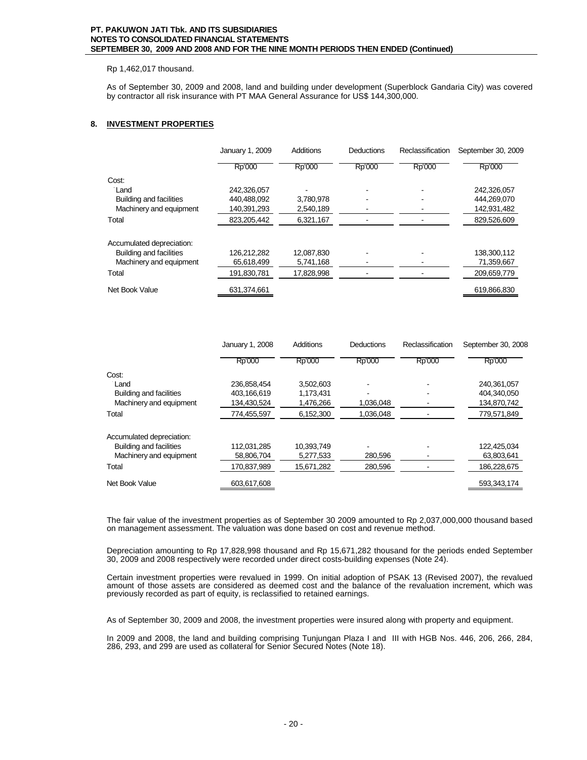Rp 1,462,017 thousand.

As of September 30, 2009 and 2008, land and building under development (Superblock Gandaria City) was covered by contractor all risk insurance with PT MAA General Assurance for US$ 144,300,000.

## 8. INVESTMENT PROPERTIES

| | January 1, 2009 | Additions | Deductions | Reclassification | September 30, 2009 |
|---|---|---|---|---|---|
| | Rp'000 | Rp'000 | Rp'000 | Rp'000 | Rp'000 |
| Cost: | | | | | |
| Land | 242,326,057 | - | - | - | 242,326,057 |
| Building and facilities | 440,488,092 | 3,780,978 | - | - | 444,269,070 |
| Machinery and equipment | 140,391,293 | 2,540,189 | - | - | 142,931,482 |
| Total | 823,205,442 | 6,321,167 | - | - | 829,526,609 |
| Accumulated depreciation: | | | | | |
| Building and facilities | 126,212,282 | 12,087,830 | - | - | 138,300,112 |
| Machinery and equipment | 65,618,499 | 5,741,168 | - | - | 71,359,667 |
| Total | 191,830,781 | 17,828,998 | - | - | 209,659,779 |
| Net Book Value | 631,374,661 | | | | 619,866,830 |

| | January 1, 2008 | Additions | Deductions | Reclassification | September 30, 2008 |
|---|---|---|---|---|---|
| | Rp'000 | Rp'000 | Rp'000 | Rp'000 | Rp'000 |
| Cost: | | | | | |
| Land | 236,858,454 | 3,502,603 | - | - | 240,361,057 |
| Building and facilities | 403,166,619 | 1,173,431 | - | - | 404,340,050 |
| Machinery and equipment | 134,430,524 | 1,476,266 | 1,036,048 | - | 134,870,742 |
| Total | 774,455,597 | 6,152,300 | 1,036,048 | - | 779,571,849 |
| Accumulated depreciation: | | | | | |
| Building and facilities | 112,031,285 | 10,393,749 | - | - | 122,425,034 |
| Machinery and equipment | 58,806,704 | 5,277,533 | 280,596 | - | 63,803,641 |
| Total | 170,837,989 | 15,671,282 | 280,596 | - | 186,228,675 |
| Net Book Value | 603,617,608 | | | | 593,343,174 |

The fair value of the investment properties as of September 30 2009 amounted to Rp 2,037,000,000 thousand based on management assessment. The valuation was done based on cost and revenue method.

Depreciation amounting to Rp 17,828,998 thousand and Rp 15,671,282 thousand for the periods ended September 30, 2009 and 2008 respectively were recorded under direct costs-building expenses (Note 24).

Certain investment properties were revalued in 1999. On initial adoption of PSAK 13 (Revised 2007), the revalued amount of those assets are considered as deemed cost and the balance of the revaluation increment, which was previously recorded as part of equity, is reclassified to retained earnings.

As of September 30, 2009 and 2008, the investment properties were insured along with property and equipment.

In 2009 and 2008, the land and building comprising Tunjungan Plaza I and III with HGB Nos. 446, 206, 266, 284, 286, 293, and 299 are used as collateral for Senior Secured Notes (Note 18).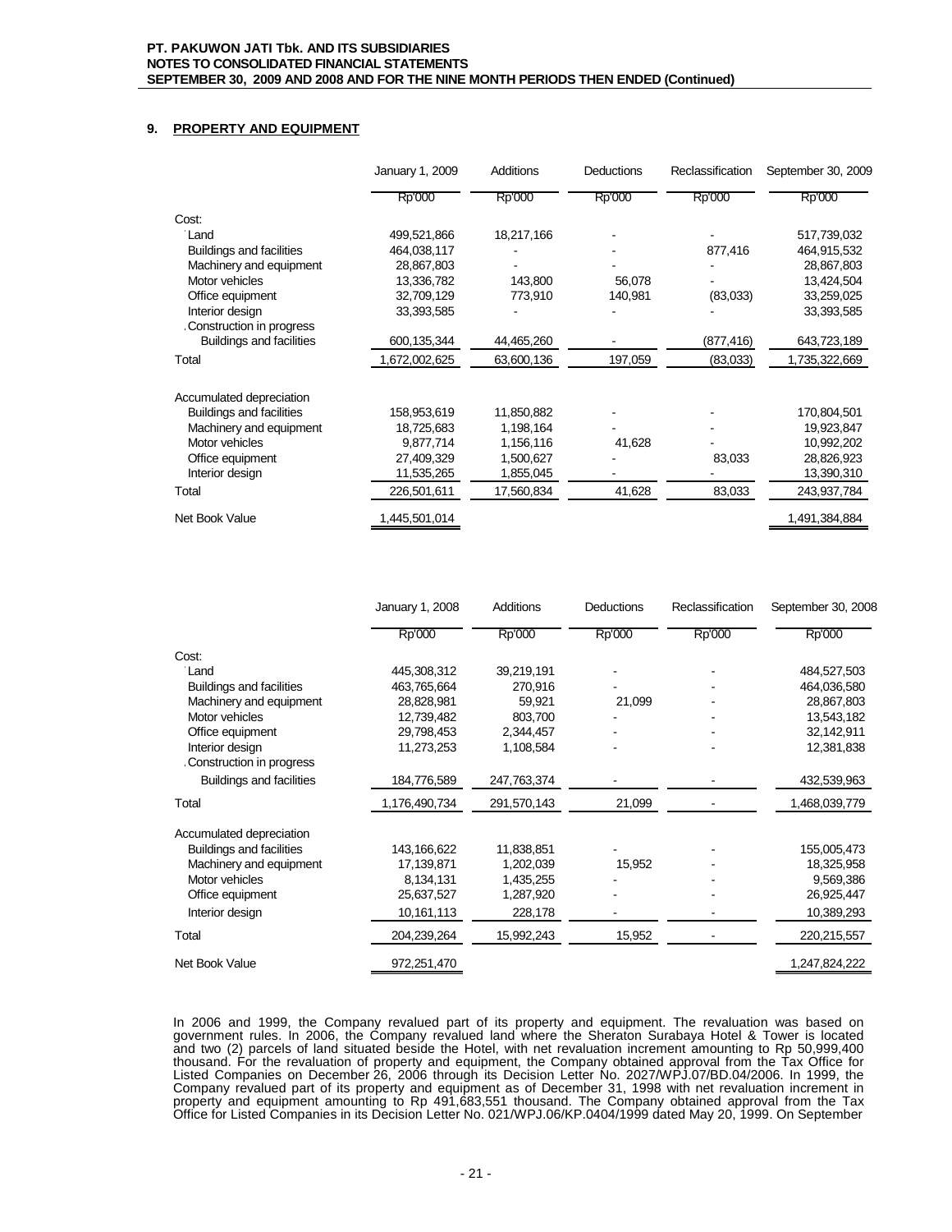## 9. PROPERTY AND EQUIPMENT

| | January 1, 2009 | Additions | Deductions | Reclassification | September 30, 2009 |
|---|---|---|---|---|---|
| | Rp'000 | Rp'000 | Rp'000 | Rp'000 | Rp'000 |
| Cost: | | | | | |
| Land | 499,521,866 | 18,217,166 | - | - | 517,739,032 |
| Buildings and facilities | 464,038,117 | - | - | 877,416 | 464,915,532 |
| Machinery and equipment | 28,867,803 | - | - | - | 28,867,803 |
| Motor vehicles | 13,336,782 | 143,800 | 56,078 | - | 13,424,504 |
| Office equipment | 32,709,129 | 773,910 | 140,981 | (83,033) | 33,259,025 |
| Interior design | 33,393,585 | - | - | - | 33,393,585 |
| Construction in progress | | | | | |
| Buildings and facilities | 600,135,344 | 44,465,260 | - | (877,416) | 643,723,189 |
| Total | 1,672,002,625 | 63,600,136 | 197,059 | (83,033) | 1,735,322,669 |
| Accumulated depreciation | | | | | |
| Buildings and facilities | 158,953,619 | 11,850,882 | - | - | 170,804,501 |
| Machinery and equipment | 18,725,683 | 1,198,164 | - | - | 19,923,847 |
| Motor vehicles | 9,877,714 | 1,156,116 | 41,628 | - | 10,992,202 |
| Office equipment | 27,409,329 | 1,500,627 | - | 83,033 | 28,826,923 |
| Interior design | 11,535,265 | 1,855,045 | - | - | 13,390,310 |
| Total | 226,501,611 | 17,560,834 | 41,628 | 83,033 | 243,937,784 |
| Net Book Value | 1,445,501,014 | | | | 1,491,384,884 |

| | January 1, 2008 | Additions | Deductions | Reclassification | September 30, 2008 |
|---|---|---|---|---|---|
| | Rp'000 | Rp'000 | Rp'000 | Rp'000 | Rp'000 |
| Cost: | | | | | |
| Land | 445,308,312 | 39,219,191 | - | - | 484,527,503 |
| Buildings and facilities | 463,765,664 | 270,916 | - | - | 464,036,580 |
| Machinery and equipment | 28,828,981 | 59,921 | 21,099 | - | 28,867,803 |
| Motor vehicles | 12,739,482 | 803,700 | - | - | 13,543,182 |
| Office equipment | 29,798,453 | 2,344,457 | - | - | 32,142,911 |
| Interior design | 11,273,253 | 1,108,584 | - | - | 12,381,838 |
| Construction in progress | | | | | |
| Buildings and facilities | 184,776,589 | 247,763,374 | - | - | 432,539,963 |
| Total | 1,176,490,734 | 291,570,143 | 21,099 | - | 1,468,039,779 |
| Accumulated depreciation | | | | | |
| Buildings and facilities | 143,166,622 | 11,838,851 | - | - | 155,005,473 |
| Machinery and equipment | 17,139,871 | 1,202,039 | 15,952 | - | 18,325,958 |
| Motor vehicles | 8,134,131 | 1,435,255 | - | - | 9,569,386 |
| Office equipment | 25,637,527 | 1,287,920 | - | - | 26,925,447 |
| Interior design | 10,161,113 | 228,178 | - | - | 10,389,293 |
| Total | 204,239,264 | 15,992,243 | 15,952 | - | 220,215,557 |
| Net Book Value | 972,251,470 | | | | 1,247,824,222 |

In 2006 and 1999, the Company revalued part of its property and equipment. The revaluation was based on government rules. In 2006, the Company revalued land where the Sheraton Surabaya Hotel & Tower is located and two (2) parcels of land situated beside the Hotel, with net revaluation increment amounting to Rp 50,999,400 thousand. For the revaluation of property and equipment, the Company obtained approval from the Tax Office for Listed Companies on December 26, 2006 through its Decision Letter No. 2027/WPJ.07/BD.04/2006. In 1999, the Company revalued part of its property and equipment as of December 31, 1998 with net revaluation increment in property and equipment amounting to Rp 491,683,551 thousand. The Company obtained approval from the Tax Office for Listed Companies in its Decision Letter No. 021/WPJ.06/KP.0404/1999 dated May 20, 1999. On September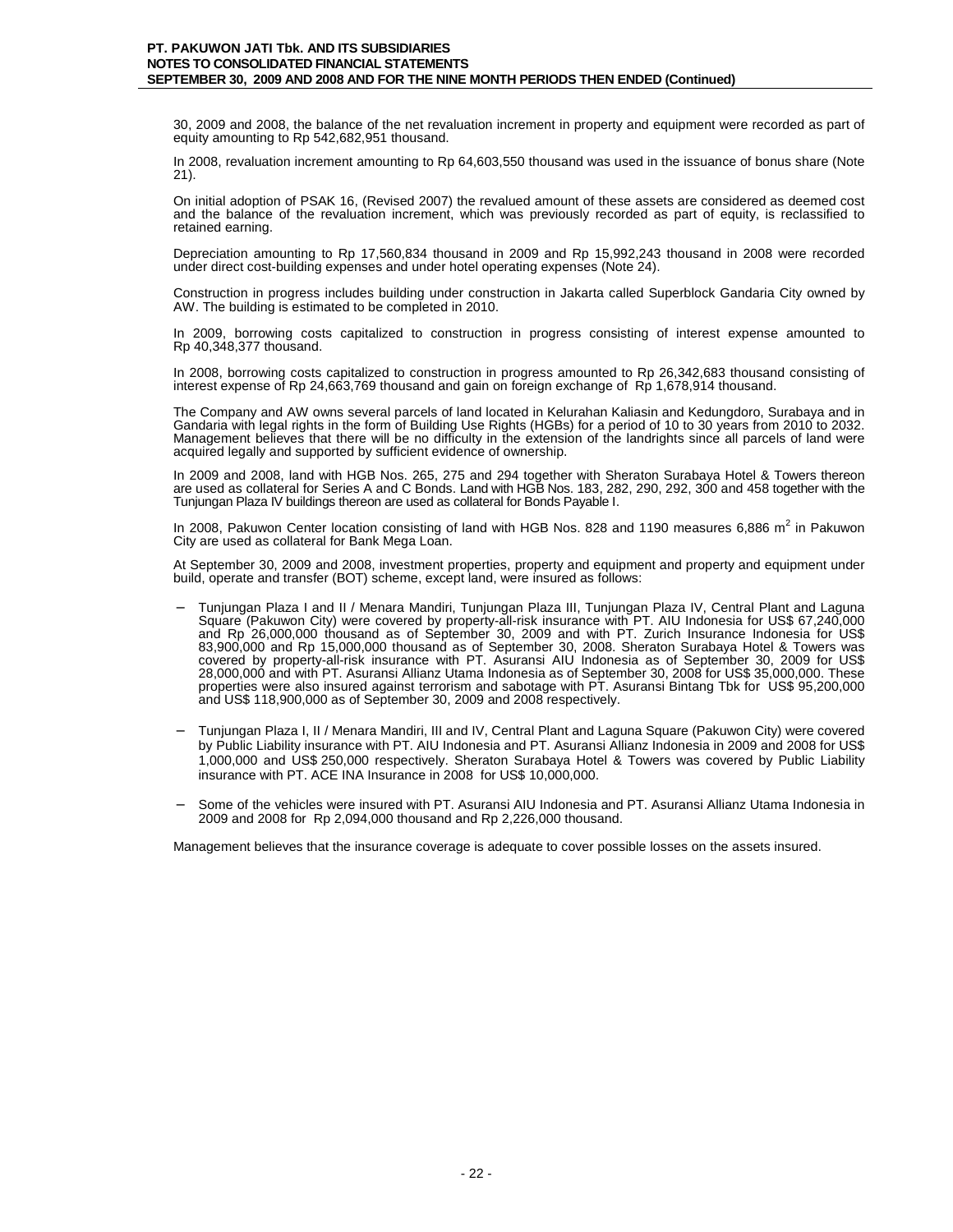30, 2009 and 2008, the balance of the net revaluation increment in property and equipment were recorded as part of equity amounting to Rp 542,682,951 thousand.

In 2008, revaluation increment amounting to Rp 64,603,550 thousand was used in the issuance of bonus share (Note 21).

On initial adoption of PSAK 16, (Revised 2007) the revalued amount of these assets are considered as deemed cost and the balance of the revaluation increment, which was previously recorded as part of equity, is reclassified to retained earning.

Depreciation amounting to Rp 17,560,834 thousand in 2009 and Rp 15,992,243 thousand in 2008 were recorded under direct cost-building expenses and under hotel operating expenses (Note 24).

Construction in progress includes building under construction in Jakarta called Superblock Gandaria City owned by AW. The building is estimated to be completed in 2010.

In 2009, borrowing costs capitalized to construction in progress consisting of interest expense amounted to Rp 40,348,377 thousand.

In 2008, borrowing costs capitalized to construction in progress amounted to Rp 26,342,683 thousand consisting of interest expense of Rp 24,663,769 thousand and gain on foreign exchange of Rp 1,678,914 thousand.

The Company and AW owns several parcels of land located in Kelurahan Kaliasin and Kedungdoro, Surabaya and in Gandaria with legal rights in the form of Building Use Rights (HGBs) for a period of 10 to 30 years from 2010 to 2032. Management believes that there will be no difficulty in the extension of the landrights since all parcels of land were acquired legally and supported by sufficient evidence of ownership.

In 2009 and 2008, land with HGB Nos. 265, 275 and 294 together with Sheraton Surabaya Hotel & Towers thereon are used as collateral for Series A and C Bonds. Land with HGB Nos. 183, 282, 290, 292, 300 and 458 together with the Tunjungan Plaza IV buildings thereon are used as collateral for Bonds Payable I.

In 2008, Pakuwon Center location consisting of land with HGB Nos. 828 and 1190 measures 6,886 $m^2$ in Pakuwon City are used as collateral for Bank Mega Loan.

At September 30, 2009 and 2008, investment properties, property and equipment and property and equipment under build, operate and transfer (BOT) scheme, except land, were insured as follows:

- Tunjungan Plaza I and II / Menara Mandiri, Tunjungan Plaza III, Tunjungan Plaza IV, Central Plant and Laguna Square (Pakuwon City) were covered by property-all-risk insurance with PT. AIU Indonesia for US$ 67,240,000 and Rp 26,000,000 thousand as of September 30, 2009 and with PT. Zurich Insurance Indonesia for US$ 83,900,000 and Rp 15,000,000 thousand as of September 30, 2008. Sheraton Surabaya Hotel & Towers was covered by property-all-risk insurance with PT. Asuransi AIU Indonesia as of September 30, 2009 for US$ 28,000,000 and with PT. Asuransi Allianz Utama Indonesia as of September 30, 2008 for US$ 35,000,000. These properties were also insured against terrorism and sabotage with PT. Asuransi Bintang Tbk for US$ 95,200,000 and US$ 118,900,000 as of September 30, 2009 and 2008 respectively.

- Tunjungan Plaza I, II / Menara Mandiri, III and IV, Central Plant and Laguna Square (Pakuwon City) were covered by Public Liability insurance with PT. AIU Indonesia and PT. Asuransi Allianz Indonesia in 2009 and 2008 for US$ 1,000,000 and US$ 250,000 respectively. Sheraton Surabaya Hotel & Towers was covered by Public Liability insurance with PT. ACE INA Insurance in 2008 for US$ 10,000,000.

- Some of the vehicles were insured with PT. Asuransi AIU Indonesia and PT. Asuransi Allianz Utama Indonesia in 2009 and 2008 for Rp 2,094,000 thousand and Rp 2,226,000 thousand.

Management believes that the insurance coverage is adequate to cover possible losses on the assets insured.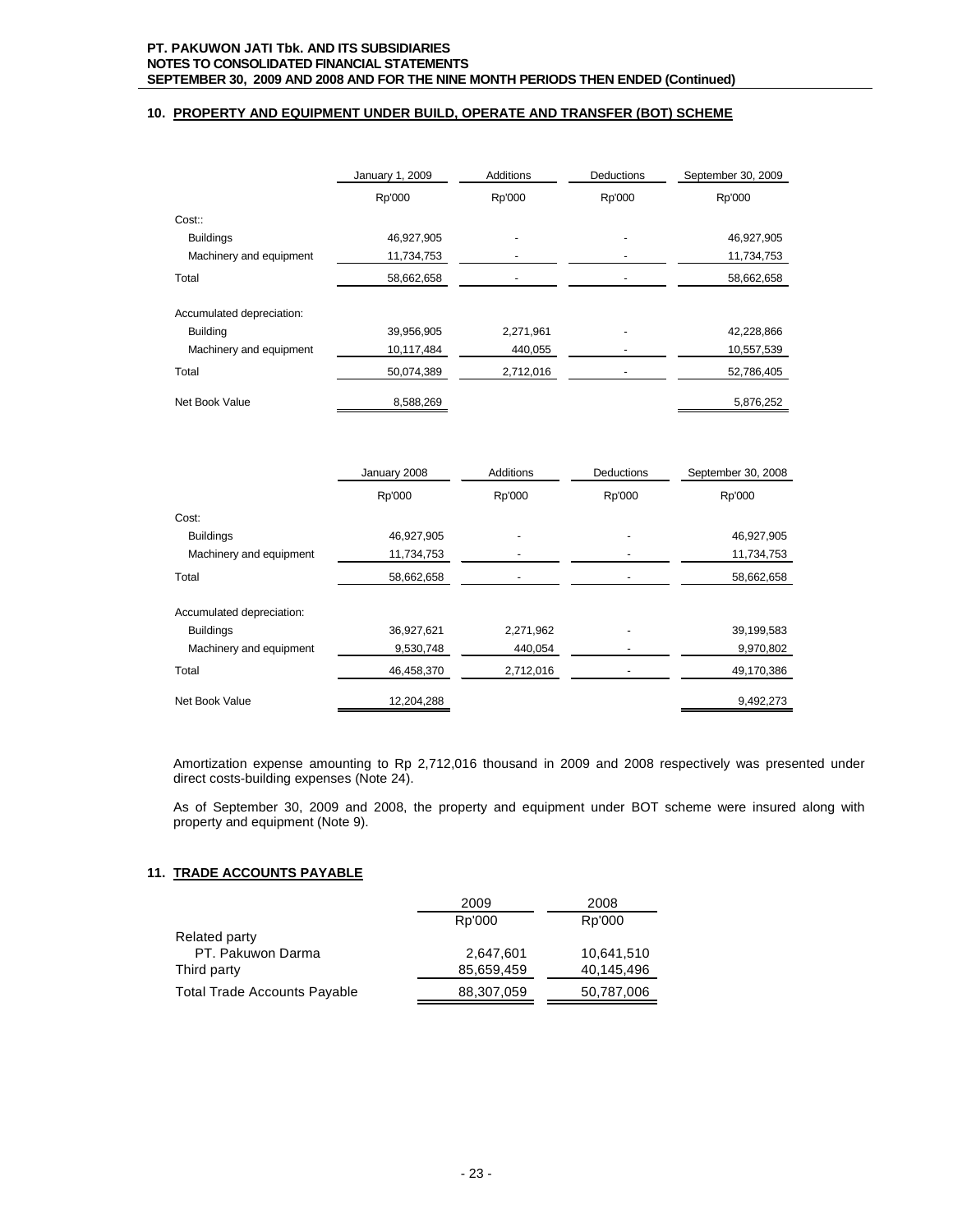## 10. PROPERTY AND EQUIPMENT UNDER BUILD, OPERATE AND TRANSFER (BOT) SCHEME

| | January 1, 2009 | Additions | Deductions | September 30, 2009 |
|---|---|---|---|---|
| | Rp'000 | Rp'000 | Rp'000 | Rp'000 |
| Cost:: | | | | |
| Buildings | 46,927,905 | - | - | 46,927,905 |
| Machinery and equipment | 11,734,753 | - | - | 11,734,753 |
| Total | 58,662,658 | - | - | 58,662,658 |
| Accumulated depreciation: | | | | |
| Building | 39,956,905 | 2,271,961 | - | 42,228,866 |
| Machinery and equipment | 10,117,484 | 440,055 | - | 10,557,539 |
| Total | 50,074,389 | 2,712,016 | - | 52,786,405 |
| Net Book Value | 8,588,269 | | | 5,876,252 |

| | January 2008 | Additions | Deductions | September 30, 2008 |
|---|---|---|---|---|
| | Rp'000 | Rp'000 | Rp'000 | Rp'000 |
| Cost: | | | | |
| Buildings | 46,927,905 | - | - | 46,927,905 |
| Machinery and equipment | 11,734,753 | - | - | 11,734,753 |
| Total | 58,662,658 | - | - | 58,662,658 |
| Accumulated depreciation: | | | | |
| Buildings | 36,927,621 | 2,271,962 | - | 39,199,583 |
| Machinery and equipment | 9,530,748 | 440,054 | - | 9,970,802 |
| Total | 46,458,370 | 2,712,016 | - | 49,170,386 |
| Net Book Value | 12,204,288 | | | 9,492,273 |

Amortization expense amounting to Rp 2,712,016 thousand in 2009 and 2008 respectively was presented under direct costs-building expenses (Note 24).

As of September 30, 2009 and 2008, the property and equipment under BOT scheme were insured along with property and equipment (Note 9).

## 11. TRADE ACCOUNTS PAYABLE

| | 2009 | 2008 |
|---|---|---|
| | Rp'000 | Rp'000 |
| Related party | | |
| PT. Pakuwon Darma | 2,647,601 | 10,641,510 |
| Third party | 85,659,459 | 40,145,496 |
| Total Trade Accounts Payable | 88,307,059 | 50,787,006 |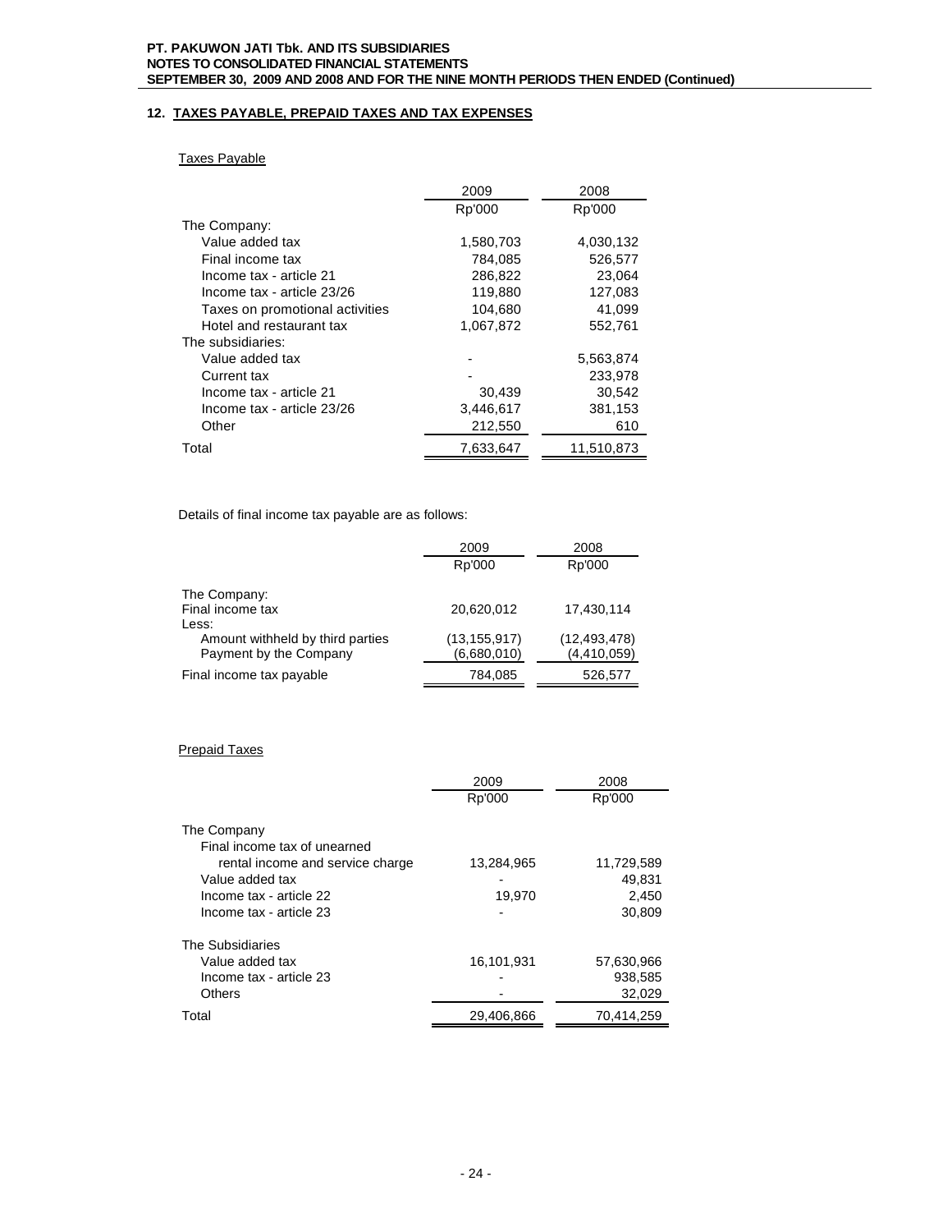## 12. TAXES PAYABLE, PREPAID TAXES AND TAX EXPENSES

### Taxes Payable

| | 2009 | 2008 |
|---|---|---|
| | Rp'000 | Rp'000 |
| The Company: | | |
| Value added tax | 1,580,703 | 4,030,132 |
| Final income tax | 784,085 | 526,577 |
| Income tax - article 21 | 286,822 | 23,064 |
| Income tax - article 23/26 | 119,880 | 127,083 |
| Taxes on promotional activities | 104,680 | 41,099 |
| Hotel and restaurant tax | 1,067,872 | 552,761 |
| The subsidiaries: | | |
| Value added tax | - | 5,563,874 |
| Current tax | - | 233,978 |
| Income tax - article 21 | 30,439 | 30,542 |
| Income tax - article 23/26 | 3,446,617 | 381,153 |
| Other | 212,550 | 610 |
| Total | 7,633,647 | 11,510,873 |

Details of final income tax payable are as follows:

| | 2009 | 2008 |
|---|---|---|
| | Rp'000 | Rp'000 |
| The Company: | | |
| Final income tax | 20,620,012 | 17,430,114 |
| Less: | | |
| Amount withheld by third parties | (13,155,917) | (12,493,478) |
| Payment by the Company | (6,680,010) | (4,410,059) |
| Final income tax payable | 784,085 | 526,577 |

### Prepaid Taxes

| | 2009 | 2008 |
|---|---|---|
| | Rp'000 | Rp'000 |
| The Company | | |
| Final income tax of unearned rental income and service charge | 13,284,965 | 11,729,589 |
| Value added tax | - | 49,831 |
| Income tax - article 22 | 19,970 | 2,450 |
| Income tax - article 23 | - | 30,809 |
| The Subsidiaries | | |
| Value added tax | 16,101,931 | 57,630,966 |
| Income tax - article 23 | - | 938,585 |
| Others | - | 32,029 |
| Total | 29,406,866 | 70,414,259 |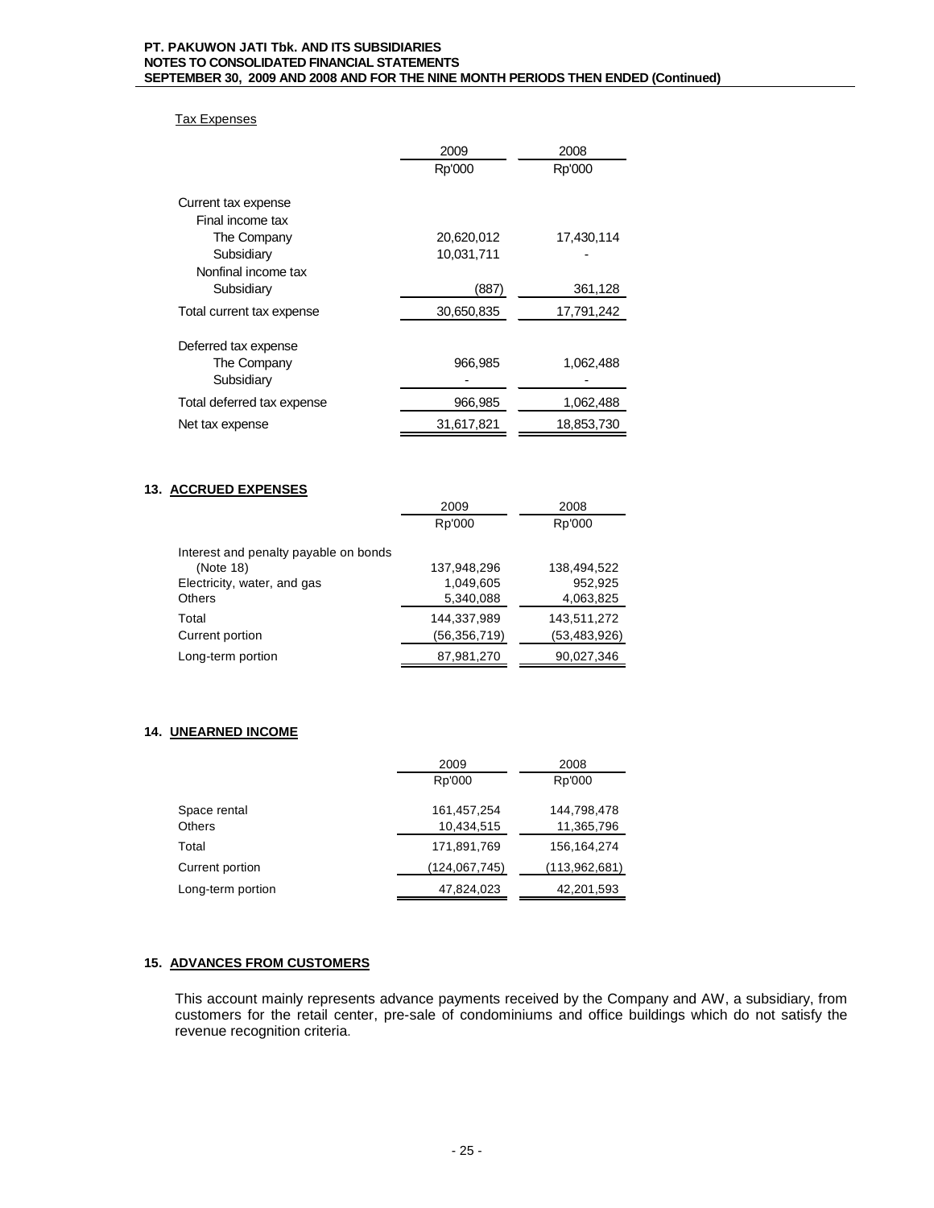Tax Expenses

| | 2009 | 2008 |
|---|---|---|
| | Rp'000 | Rp'000 |
| Current tax expense | | |
| Final income tax | | |
| The Company | 20,620,012 | 17,430,114 |
| Subsidiary | 10,031,711 | - |
| Nonfinal income tax | | |
| Subsidiary | (887) | 361,128 |
| Total current tax expense | 30,650,835 | 17,791,242 |
| Deferred tax expense | | |
| The Company | 966,985 | 1,062,488 |
| Subsidiary | - | - |
| Total deferred tax expense | 966,985 | 1,062,488 |
| Net tax expense | 31,617,821 | 18,853,730 |

## 13. ACCRUED EXPENSES

| | 2009 | 2008 |
|---|---|---|
| | Rp'000 | Rp'000 |
| Interest and penalty payable on bonds (Note 18) | 137,948,296 | 138,494,522 |
| Electricity, water, and gas | 1,049,605 | 952,925 |
| Others | 5,340,088 | 4,063,825 |
| Total | 144,337,989 | 143,511,272 |
| Current portion | (56,356,719) | (53,483,926) |
| Long-term portion | 87,981,270 | 90,027,346 |

## 14. UNEARNED INCOME

| | 2009 | 2008 |
|---|---|---|
| | Rp'000 | Rp'000 |
| Space rental | 161,457,254 | 144,798,478 |
| Others | 10,434,515 | 11,365,796 |
| Total | 171,891,769 | 156,164,274 |
| Current portion | (124,067,745) | (113,962,681) |
| Long-term portion | 47,824,023 | 42,201,593 |

## 15. ADVANCES FROM CUSTOMERS

This account mainly represents advance payments received by the Company and AW, a subsidiary, from customers for the retail center, pre-sale of condominiums and office buildings which do not satisfy the revenue recognition criteria.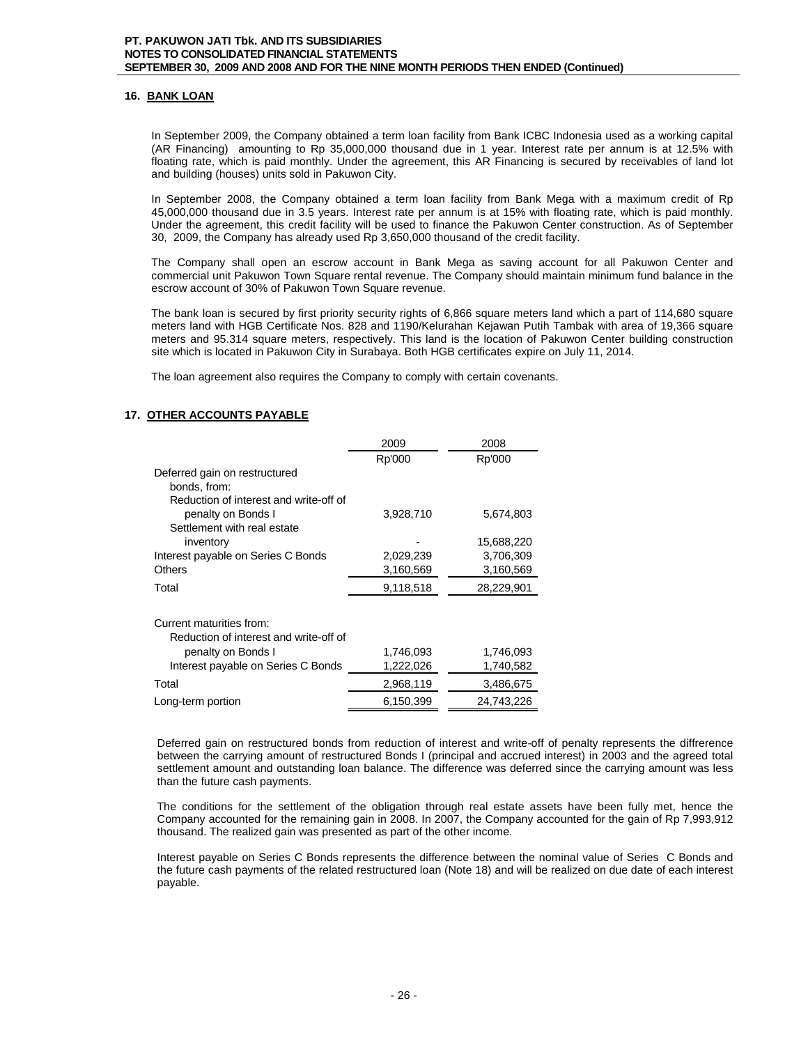## 16. BANK LOAN

In September 2009, the Company obtained a term loan facility from Bank ICBC Indonesia used as a working capital (AR Financing) amounting to Rp 35,000,000 thousand due in 1 year. Interest rate per annum is at 12.5% with floating rate, which is paid monthly. Under the agreement, this AR Financing is secured by receivables of land lot and building (houses) units sold in Pakuwon City.

In September 2008, the Company obtained a term loan facility from Bank Mega with a maximum credit of Rp 45,000,000 thousand due in 3.5 years. Interest rate per annum is at 15% with floating rate, which is paid monthly. Under the agreement, this credit facility will be used to finance the Pakuwon Center construction. As of September 30, 2009, the Company has already used Rp 3,650,000 thousand of the credit facility.

The Company shall open an escrow account in Bank Mega as saving account for all Pakuwon Center and commercial unit Pakuwon Town Square rental revenue. The Company should maintain minimum fund balance in the escrow account of 30% of Pakuwon Town Square revenue.

The bank loan is secured by first priority security rights of 6,866 square meters land which a part of 114,680 square meters land with HGB Certificate Nos. 828 and 1190/Kelurahan Kejawan Putih Tambak with area of 19,366 square meters and 95.314 square meters, respectively. This land is the location of Pakuwon Center building construction site which is located in Pakuwon City in Surabaya. Both HGB certificates expire on July 11, 2014.

The loan agreement also requires the Company to comply with certain covenants.

## 17. OTHER ACCOUNTS PAYABLE

| | 2009 | 2008 |
|---|---|---|
| | Rp'000 | Rp'000 |
| Deferred gain on restructured bonds, from: | | |
| Reduction of interest and write-off of penalty on Bonds I | 3,928,710 | 5,674,803 |
| Settlement with real estate inventory | - | 15,688,220 |
| Interest payable on Series C Bonds | 2,029,239 | 3,706,309 |
| Others | 3,160,569 | 3,160,569 |
| Total | 9,118,518 | 28,229,901 |
| Current maturities from: | | |
| Reduction of interest and write-off of penalty on Bonds I | 1,746,093 | 1,746,093 |
| Interest payable on Series C Bonds | 1,222,026 | 1,740,582 |
| Total | 2,968,119 | 3,486,675 |
| Long-term portion | 6,150,399 | 24,743,226 |

Deferred gain on restructured bonds from reduction of interest and write-off of penalty represents the diffrerence between the carrying amount of restructured Bonds I (principal and accrued interest) in 2003 and the agreed total settlement amount and outstanding loan balance. The difference was deferred since the carrying amount was less than the future cash payments.

The conditions for the settlement of the obligation through real estate assets have been fully met, hence the Company accounted for the remaining gain in 2008. In 2007, the Company accounted for the gain of Rp 7,993,912 thousand. The realized gain was presented as part of the other income.

Interest payable on Series C Bonds represents the difference between the nominal value of Series C Bonds and the future cash payments of the related restructured loan (Note 18) and will be realized on due date of each interest payable.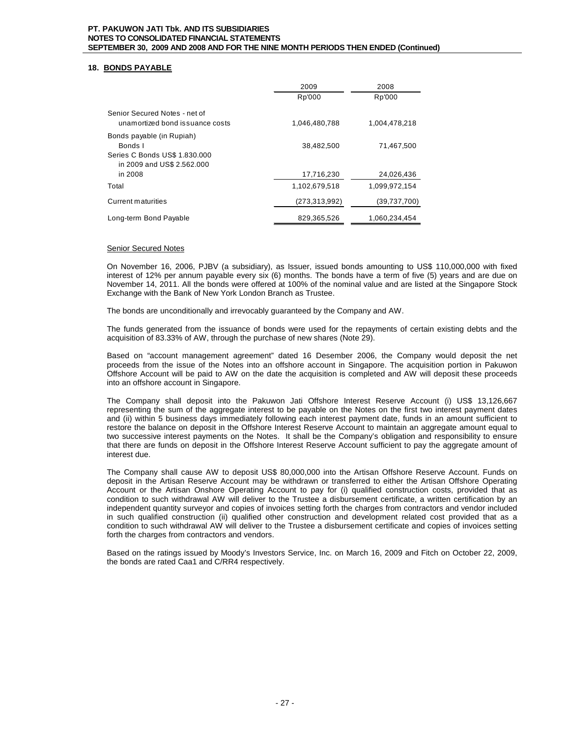## 18. BONDS PAYABLE

| | 2009 | 2008 |
|---|---|---|
| | Rp'000 | Rp'000 |
| Senior Secured Notes - net of unamortized bond issuance costs | 1,046,480,788 | 1,004,478,218 |
| Bonds payable (in Rupiah) | | |
| Bonds I | 38,482,500 | 71,467,500 |
| Series C Bonds US$ 1.830.000 in 2009 and US$ 2.562.000 in 2008 | 17,716,230 | 24,026,436 |
| Total | 1,102,679,518 | 1,099,972,154 |
| Current maturities | (273,313,992) | (39,737,700) |
| Long-term Bond Payable | 829,365,526 | 1,060,234,454 |

Senior Secured Notes

On November 16, 2006, PJBV (a subsidiary), as Issuer, issued bonds amounting to US$ 110,000,000 with fixed interest of 12% per annum payable every six (6) months. The bonds have a term of five (5) years and are due on November 14, 2011. All the bonds were offered at 100% of the nominal value and are listed at the Singapore Stock Exchange with the Bank of New York London Branch as Trustee.

The bonds are unconditionally and irrevocably guaranteed by the Company and AW.

The funds generated from the issuance of bonds were used for the repayments of certain existing debts and the acquisition of 83.33% of AW, through the purchase of new shares (Note 29).

Based on "account management agreement" dated 16 Desember 2006, the Company would deposit the net proceeds from the issue of the Notes into an offshore account in Singapore. The acquisition portion in Pakuwon Offshore Account will be paid to AW on the date the acquisition is completed and AW will deposit these proceeds into an offshore account in Singapore.

The Company shall deposit into the Pakuwon Jati Offshore Interest Reserve Account (i) US$ 13,126,667 representing the sum of the aggregate interest to be payable on the Notes on the first two interest payment dates and (ii) within 5 business days immediately following each interest payment date, funds in an amount sufficient to restore the balance on deposit in the Offshore Interest Reserve Account to maintain an aggregate amount equal to two successive interest payments on the Notes. It shall be the Company's obligation and responsibility to ensure that there are funds on deposit in the Offshore Interest Reserve Account sufficient to pay the aggregate amount of interest due.

The Company shall cause AW to deposit US$ 80,000,000 into the Artisan Offshore Reserve Account. Funds on deposit in the Artisan Reserve Account may be withdrawn or transferred to either the Artisan Offshore Operating Account or the Artisan Onshore Operating Account to pay for (i) qualified construction costs, provided that as condition to such withdrawal AW will deliver to the Trustee a disbursement certificate, a written certification by an independent quantity surveyor and copies of invoices setting forth the charges from contractors and vendor included in such qualified construction (ii) qualified other construction and development related cost provided that as a condition to such withdrawal AW will deliver to the Trustee a disbursement certificate and copies of invoices setting forth the charges from contractors and vendors.

Based on the ratings issued by Moody's Investors Service, Inc. on March 16, 2009 and Fitch on October 22, 2009, the bonds are rated Caa1 and C/RR4 respectively.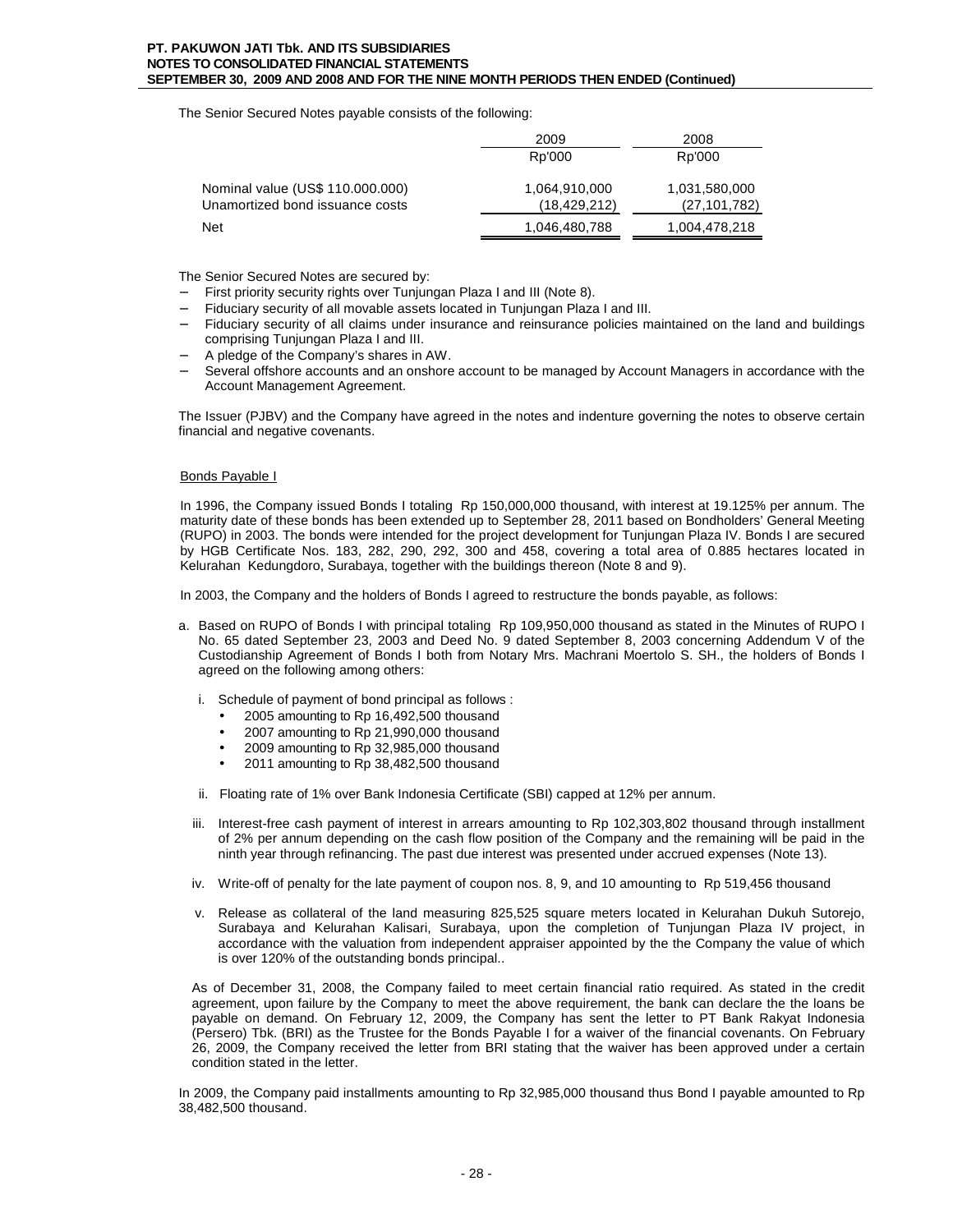The Senior Secured Notes payable consists of the following:

| | 2009 | 2008 |
|---|---|---|
| | Rp'000 | Rp'000 |
| Nominal value (US$ 110.000.000) | 1,064,910,000 | 1,031,580,000 |
| Unamortized bond issuance costs | (18,429,212) | (27,101,782) |
| Net | 1,046,480,788 | 1,004,478,218 |

The Senior Secured Notes are secured by:

- First priority security rights over Tunjungan Plaza I and III (Note 8).
- Fiduciary security of all movable assets located in Tunjungan Plaza I and III.
- Fiduciary security of all claims under insurance and reinsurance policies maintained on the land and buildings comprising Tunjungan Plaza I and III.
- A pledge of the Company's shares in AW.
- Several offshore accounts and an onshore account to be managed by Account Managers in accordance with the Account Management Agreement.

The Issuer (PJBV) and the Company have agreed in the notes and indenture governing the notes to observe certain financial and negative covenants.

Bonds Payable I

In 1996, the Company issued Bonds I totaling Rp 150,000,000 thousand, with interest at 19.125% per annum. The maturity date of these bonds has been extended up to September 28, 2011 based on Bondholders' General Meeting (RUPO) in 2003. The bonds were intended for the project development for Tunjungan Plaza IV. Bonds I are secured by HGB Certificate Nos. 183, 282, 290, 292, 300 and 458, covering a total area of 0.885 hectares located in Kelurahan Kedungdoro, Surabaya, together with the buildings thereon (Note 8 and 9).

In 2003, the Company and the holders of Bonds I agreed to restructure the bonds payable, as follows:

a. Based on RUPO of Bonds I with principal totaling Rp 109,950,000 thousand as stated in the Minutes of RUPO I No. 65 dated September 23, 2003 and Deed No. 9 dated September 8, 2003 concerning Addendum V of the Custodianship Agreement of Bonds I both from Notary Mrs. Machrani Moertolo S. SH., the holders of Bonds I agreed on the following among others:

   i. Schedule of payment of bond principal as follows :
      - 2005 amounting to Rp 16,492,500 thousand
      - 2007 amounting to Rp 21,990,000 thousand
      - 2009 amounting to Rp 32,985,000 thousand
      - 2011 amounting to Rp 38,482,500 thousand

   ii. Floating rate of 1% over Bank Indonesia Certificate (SBI) capped at 12% per annum.

   iii. Interest-free cash payment of interest in arrears amounting to Rp 102,303,802 thousand through installment of 2% per annum depending on the cash flow position of the Company and the remaining will be paid in the ninth year through refinancing. The past due interest was presented under accrued expenses (Note 13).

   iv. Write-off of penalty for the late payment of coupon nos. 8, 9, and 10 amounting to Rp 519,456 thousand

   v. Release as collateral of the land measuring 825,525 square meters located in Kelurahan Dukuh Sutorejo, Surabaya and Kelurahan Kalisari, Surabaya, upon the completion of Tunjungan Plaza IV project, in accordance with the valuation from independent appraiser appointed by the the Company the value of which is over 120% of the outstanding bonds principal..

As of December 31, 2008, the Company failed to meet certain financial ratio required. As stated in the credit agreement, upon failure by the Company to meet the above requirement, the bank can declare the the loans be payable on demand. On February 12, 2009, the Company has sent the letter to PT Bank Rakyat Indonesia (Persero) Tbk. (BRI) as the Trustee for the Bonds Payable I for a waiver of the financial covenants. On February 26, 2009, the Company received the letter from BRI stating that the waiver has been approved under a certain condition stated in the letter.

In 2009, the Company paid installments amounting to Rp 32,985,000 thousand thus Bond I payable amounted to Rp 38,482,500 thousand.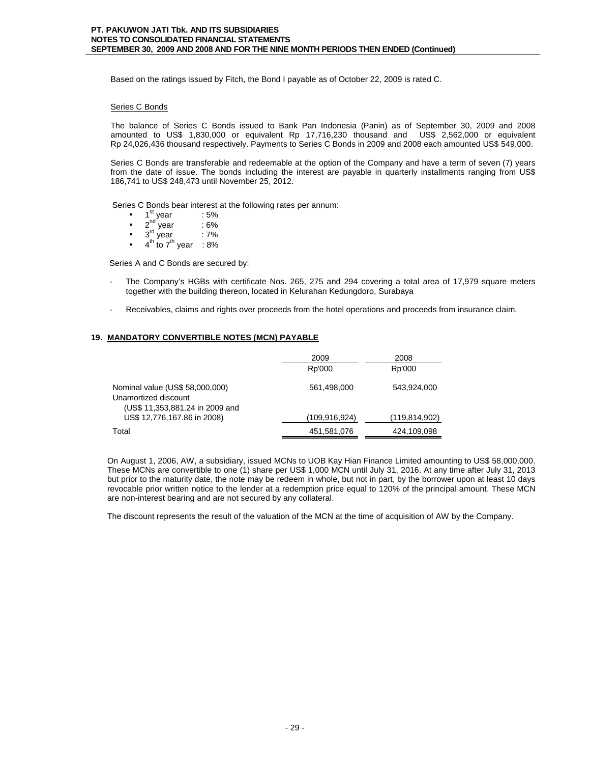Based on the ratings issued by Fitch, the Bond I payable as of October 22, 2009 is rated C.

Series C Bonds

The balance of Series C Bonds issued to Bank Pan Indonesia (Panin) as of September 30, 2009 and 2008 amounted to US$ 1,830,000 or equivalent Rp 17,716,230 thousand and US$ 2,562,000 or equivalent Rp 24,026,436 thousand respectively. Payments to Series C Bonds in 2009 and 2008 each amounted US$ 549,000.

Series C Bonds are transferable and redeemable at the option of the Company and have a term of seven (7) years from the date of issue. The bonds including the interest are payable in quarterly installments ranging from US$ 186,741 to US$ 248,473 until November 25, 2012.

Series C Bonds bear interest at the following rates per annum:

- 1st year : 5%
- 2nd year : 6%
- 3rd year : 7%
- 4th to 7th year : 8%

Series A and C Bonds are secured by:

- The Company's HGBs with certificate Nos. 265, 275 and 294 covering a total area of 17,979 square meters together with the building thereon, located in Kelurahan Kedungdoro, Surabaya
- Receivables, claims and rights over proceeds from the hotel operations and proceeds from insurance claim.

## 19. MANDATORY CONVERTIBLE NOTES (MCN) PAYABLE

| | 2009 | 2008 |
|---|---|---|
| | Rp'000 | Rp'000 |
| Nominal value (US$ 58,000,000) | 561,498,000 | 543,924,000 |
| Unamortized discount (US$ 11,353,881.24 in 2009 and US$ 12,776,167.86 in 2008) | (109,916,924) | (119,814,902) |
| Total | 451,581,076 | 424,109,098 |

On August 1, 2006, AW, a subsidiary, issued MCNs to UOB Kay Hian Finance Limited amounting to US$ 58,000,000. These MCNs are convertible to one (1) share per US$ 1,000 MCN until July 31, 2016. At any time after July 31, 2013 but prior to the maturity date, the note may be redeem in whole, but not in part, by the borrower upon at least 10 days revocable prior written notice to the lender at a redemption price equal to 120% of the principal amount. These MCN are non-interest bearing and are not secured by any collateral.

The discount represents the result of the valuation of the MCN at the time of acquisition of AW by the Company.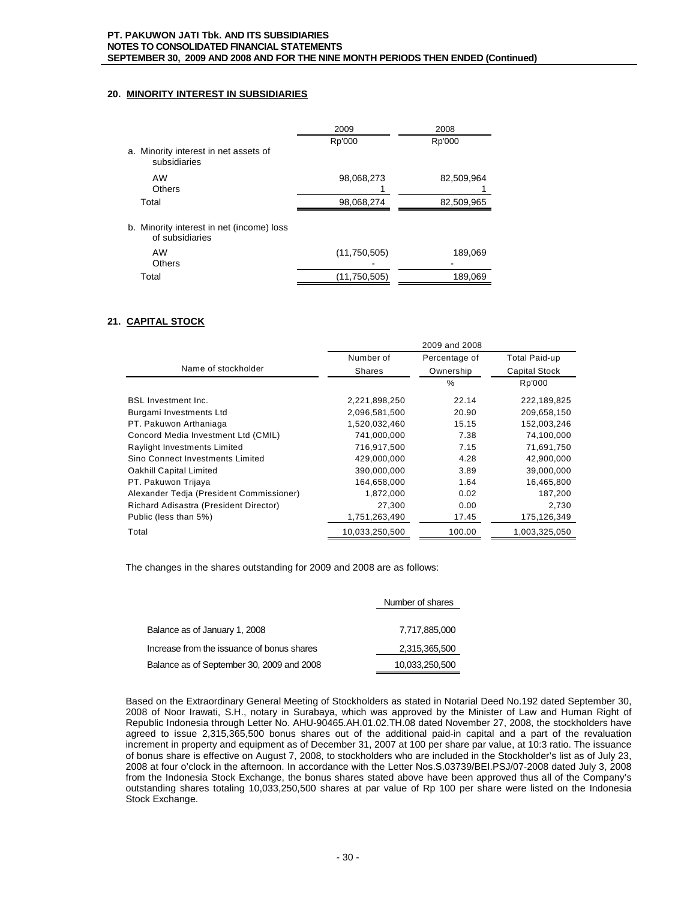## 20. MINORITY INTEREST IN SUBSIDIARIES

| | 2009 | 2008 |
|---|---|---|
| | Rp'000 | Rp'000 |
| a. Minority interest in net assets of subsidiaries | | |
| AW | 98,068,273 | 82,509,964 |
| Others | 1 | 1 |
| Total | 98,068,274 | 82,509,965 |
| b. Minority interest in net (income) loss of subsidiaries | | |
| AW | (11,750,505) | 189,069 |
| Others | - | - |
| Total | (11,750,505) | 189,069 |

## 21. CAPITAL STOCK

| | 2009 and 2008 | | |
|---|---|---|---|
| Name of stockholder | Number of Shares | Percentage of Ownership | Total Paid-up Capital Stock |
| | | % | Rp'000 |
| BSL Investment Inc. | 2,221,898,250 | 22.14 | 222,189,825 |
| Burgami Investments Ltd | 2,096,581,500 | 20.90 | 209,658,150 |
| PT. Pakuwon Arthaniaga | 1,520,032,460 | 15.15 | 152,003,246 |
| Concord Media Investment Ltd (CMIL) | 741,000,000 | 7.38 | 74,100,000 |
| Raylight Investments Limited | 716,917,500 | 7.15 | 71,691,750 |
| Sino Connect Investments Limited | 429,000,000 | 4.28 | 42,900,000 |
| Oakhill Capital Limited | 390,000,000 | 3.89 | 39,000,000 |
| PT. Pakuwon Trijaya | 164,658,000 | 1.64 | 16,465,800 |
| Alexander Tedja (President Commissioner) | 1,872,000 | 0.02 | 187,200 |
| Richard Adisastra (President Director) | 27,300 | 0.00 | 2,730 |
| Public (less than 5%) | 1,751,263,490 | 17.45 | 175,126,349 |
| Total | 10,033,250,500 | 100.00 | 1,003,325,050 |

The changes in the shares outstanding for 2009 and 2008 are as follows:

| | Number of shares |
|---|---|
| Balance as of January 1, 2008 | 7,717,885,000 |
| Increase from the issuance of bonus shares | 2,315,365,500 |
| Balance as of September 30, 2009 and 2008 | 10,033,250,500 |

Based on the Extraordinary General Meeting of Stockholders as stated in Notarial Deed No.192 dated September 30, 2008 of Noor Irawati, S.H., notary in Surabaya, which was approved by the Minister of Law and Human Right of Republic Indonesia through Letter No. AHU-90465.AH.01.02.TH.08 dated November 27, 2008, the stockholders have agreed to issue 2,315,365,500 bonus shares out of the additional paid-in capital and a part of the revaluation increment in property and equipment as of December 31, 2007 at 100 per share par value, at 10:3 ratio. The issuance of bonus share is effective on August 7, 2008, to stockholders who are included in the Stockholder's list as of July 23, 2008 at four o'clock in the afternoon. In accordance with the Letter Nos.S.03739/BEI.PSJ/07-2008 dated July 3, 2008 from the Indonesia Stock Exchange, the bonus shares stated above have been approved thus all of the Company's outstanding shares totaling 10,033,250,500 shares at par value of Rp 100 per share were listed on the Indonesia Stock Exchange.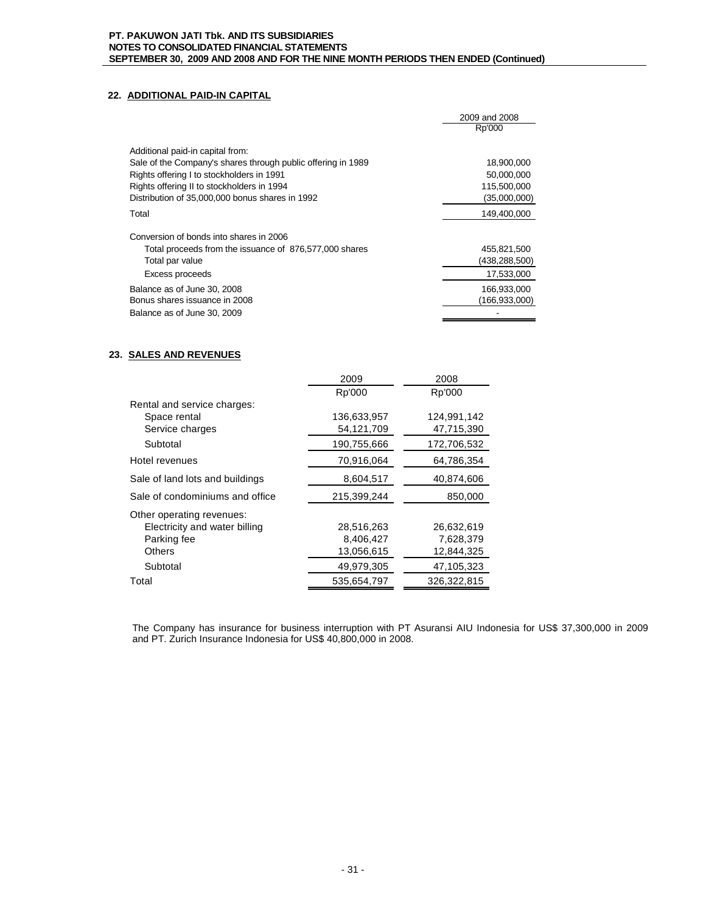## 22. ADDITIONAL PAID-IN CAPITAL

| | 2009 and 2008 |
|---|---|
| | Rp'000 |
| Additional paid-in capital from: | |
| Sale of the Company's shares through public offering in 1989 | 18,900,000 |
| Rights offering I to stockholders in 1991 | 50,000,000 |
| Rights offering II to stockholders in 1994 | 115,500,000 |
| Distribution of 35,000,000 bonus shares in 1992 | (35,000,000) |
| Total | 149,400,000 |
| Conversion of bonds into shares in 2006 | |
| Total proceeds from the issuance of 876,577,000 shares | 455,821,500 |
| Total par value | (438,288,500) |
| Excess proceeds | 17,533,000 |
| Balance as of June 30, 2008 | 166,933,000 |
| Bonus shares issuance in 2008 | (166,933,000) |
| Balance as of June 30, 2009 | - |

## 23. SALES AND REVENUES

| | 2009 | 2008 |
|---|---|---|
| | Rp'000 | Rp'000 |
| Rental and service charges: | | |
| Space rental | 136,633,957 | 124,991,142 |
| Service charges | 54,121,709 | 47,715,390 |
| Subtotal | 190,755,666 | 172,706,532 |
| Hotel revenues | 70,916,064 | 64,786,354 |
| Sale of land lots and buildings | 8,604,517 | 40,874,606 |
| Sale of condominiums and office | 215,399,244 | 850,000 |
| Other operating revenues: | | |
| Electricity and water billing | 28,516,263 | 26,632,619 |
| Parking fee | 8,406,427 | 7,628,379 |
| Others | 13,056,615 | 12,844,325 |
| Subtotal | 49,979,305 | 47,105,323 |
| Total | 535,654,797 | 326,322,815 |

The Company has insurance for business interruption with PT Asuransi AIU Indonesia for US$ 37,300,000 in 2009 and PT. Zurich Insurance Indonesia for US$ 40,800,000 in 2008.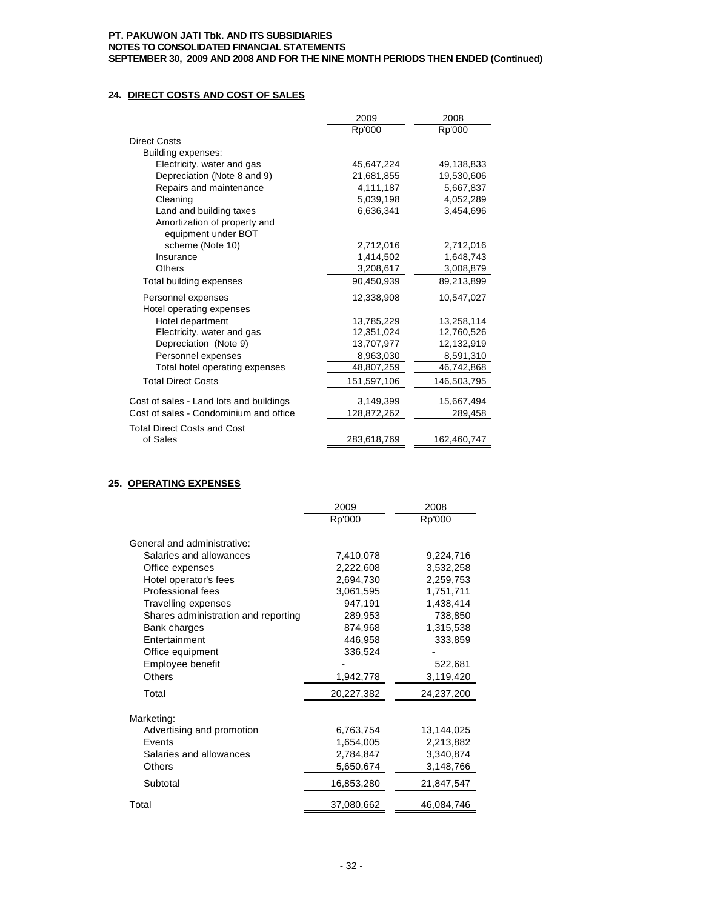## 24. DIRECT COSTS AND COST OF SALES

| | 2009 | 2008 |
|---|---|---|
| | Rp'000 | Rp'000 |
| Direct Costs | | |
| Building expenses: | | |
| Electricity, water and gas | 45,647,224 | 49,138,833 |
| Depreciation (Note 8 and 9) | 21,681,855 | 19,530,606 |
| Repairs and maintenance | 4,111,187 | 5,667,837 |
| Cleaning | 5,039,198 | 4,052,289 |
| Land and building taxes | 6,636,341 | 3,454,696 |
| Amortization of property and equipment under BOT scheme (Note 10) | 2,712,016 | 2,712,016 |
| Insurance | 1,414,502 | 1,648,743 |
| Others | 3,208,617 | 3,008,879 |
| Total building expenses | 90,450,939 | 89,213,899 |
| Personnel expenses | 12,338,908 | 10,547,027 |
| Hotel operating expenses | | |
| Hotel department | 13,785,229 | 13,258,114 |
| Electricity, water and gas | 12,351,024 | 12,760,526 |
| Depreciation (Note 9) | 13,707,977 | 12,132,919 |
| Personnel expenses | 8,963,030 | 8,591,310 |
| Total hotel operating expenses | 48,807,259 | 46,742,868 |
| Total Direct Costs | 151,597,106 | 146,503,795 |
| Cost of sales - Land lots and buildings | 3,149,399 | 15,667,494 |
| Cost of sales - Condominium and office | 128,872,262 | 289,458 |
| Total Direct Costs and Cost of Sales | 283,618,769 | 162,460,747 |

## 25. OPERATING EXPENSES

| | 2009 | 2008 |
|---|---|---|
| | Rp'000 | Rp'000 |
| General and administrative: | | |
| Salaries and allowances | 7,410,078 | 9,224,716 |
| Office expenses | 2,222,608 | 3,532,258 |
| Hotel operator's fees | 2,694,730 | 2,259,753 |
| Professional fees | 3,061,595 | 1,751,711 |
| Travelling expenses | 947,191 | 1,438,414 |
| Shares administration and reporting | 289,953 | 738,850 |
| Bank charges | 874,968 | 1,315,538 |
| Entertainment | 446,958 | 333,859 |
| Office equipment | 336,524 | - |
| Employee benefit | - | 522,681 |
| Others | 1,942,778 | 3,119,420 |
| Total | 20,227,382 | 24,237,200 |
| Marketing: | | |
| Advertising and promotion | 6,763,754 | 13,144,025 |
| Events | 1,654,005 | 2,213,882 |
| Salaries and allowances | 2,784,847 | 3,340,874 |
| Others | 5,650,674 | 3,148,766 |
| Subtotal | 16,853,280 | 21,847,547 |
| Total | 37,080,662 | 46,084,746 |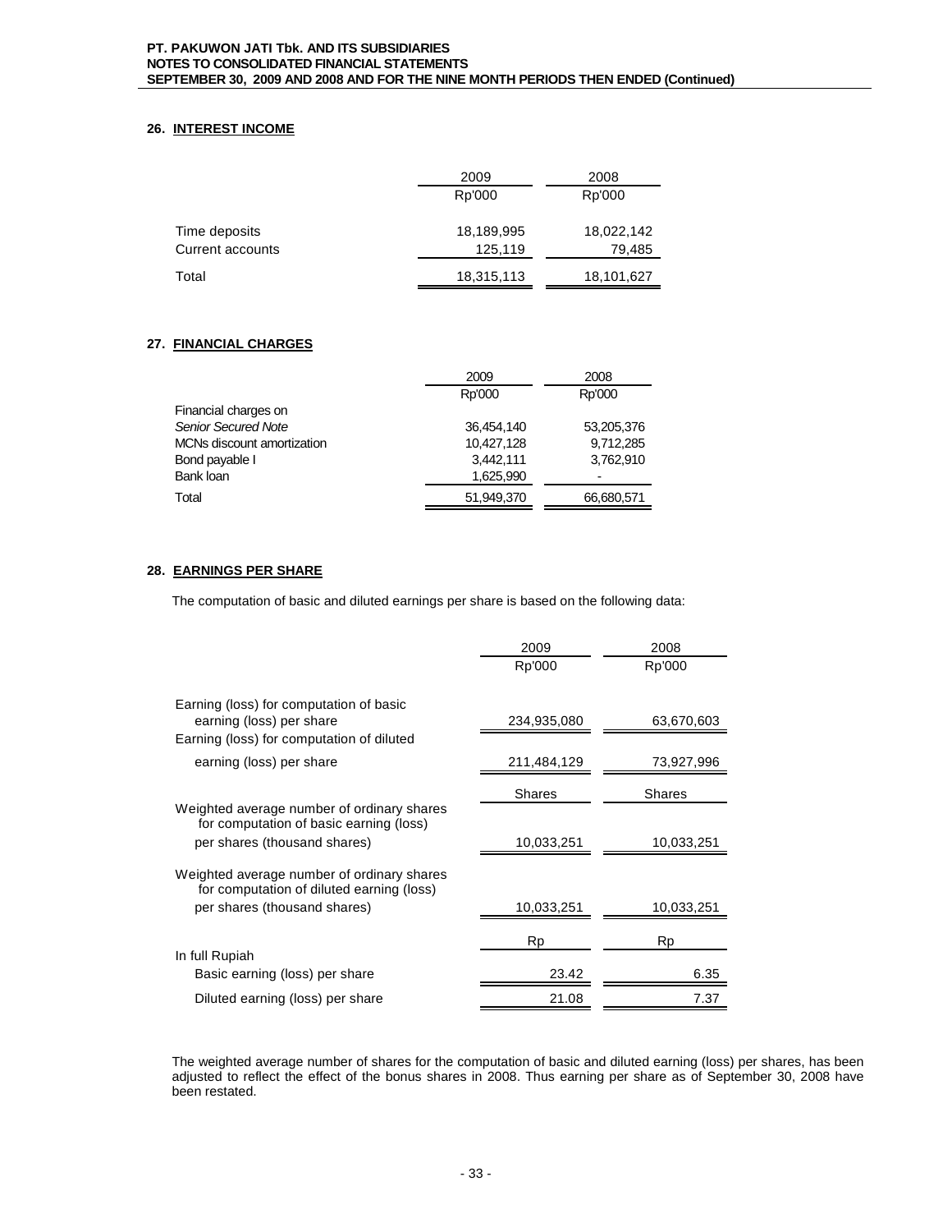## 26. INTEREST INCOME

| | 2009 | 2008 |
|---|---|---|
| | Rp'000 | Rp'000 |
| Time deposits | 18,189,995 | 18,022,142 |
| Current accounts | 125,119 | 79,485 |
| Total | 18,315,113 | 18,101,627 |

## 27. FINANCIAL CHARGES

| | 2009 | 2008 |
|---|---|---|
| | Rp'000 | Rp'000 |
| Financial charges on | | |
| *Senior Secured Note* | 36,454,140 | 53,205,376 |
| MCNs discount amortization | 10,427,128 | 9,712,285 |
| Bond payable I | 3,442,111 | 3,762,910 |
| Bank loan | 1,625,990 | - |
| Total | 51,949,370 | 66,680,571 |

## 28. EARNINGS PER SHARE

The computation of basic and diluted earnings per share is based on the following data:

| | 2009 | 2008 |
|---|---|---|
| | Rp'000 | Rp'000 |
| Earning (loss) for computation of basic earning (loss) per share | 234,935,080 | 63,670,603 |
| Earning (loss) for computation of diluted earning (loss) per share | 211,484,129 | 73,927,996 |
| | Shares | Shares |
| Weighted average number of ordinary shares for computation of basic earning (loss) per shares (thousand shares) | 10,033,251 | 10,033,251 |
| Weighted average number of ordinary shares for computation of diluted earning (loss) per shares (thousand shares) | 10,033,251 | 10,033,251 |
| | Rp | Rp |
| In full Rupiah | | |
| Basic earning (loss) per share | 23.42 | 6.35 |
| Diluted earning (loss) per share | 21.08 | 7.37 |

The weighted average number of shares for the computation of basic and diluted earning (loss) per shares, has been adjusted to reflect the effect of the bonus shares in 2008. Thus earning per share as of September 30, 2008 have been restated.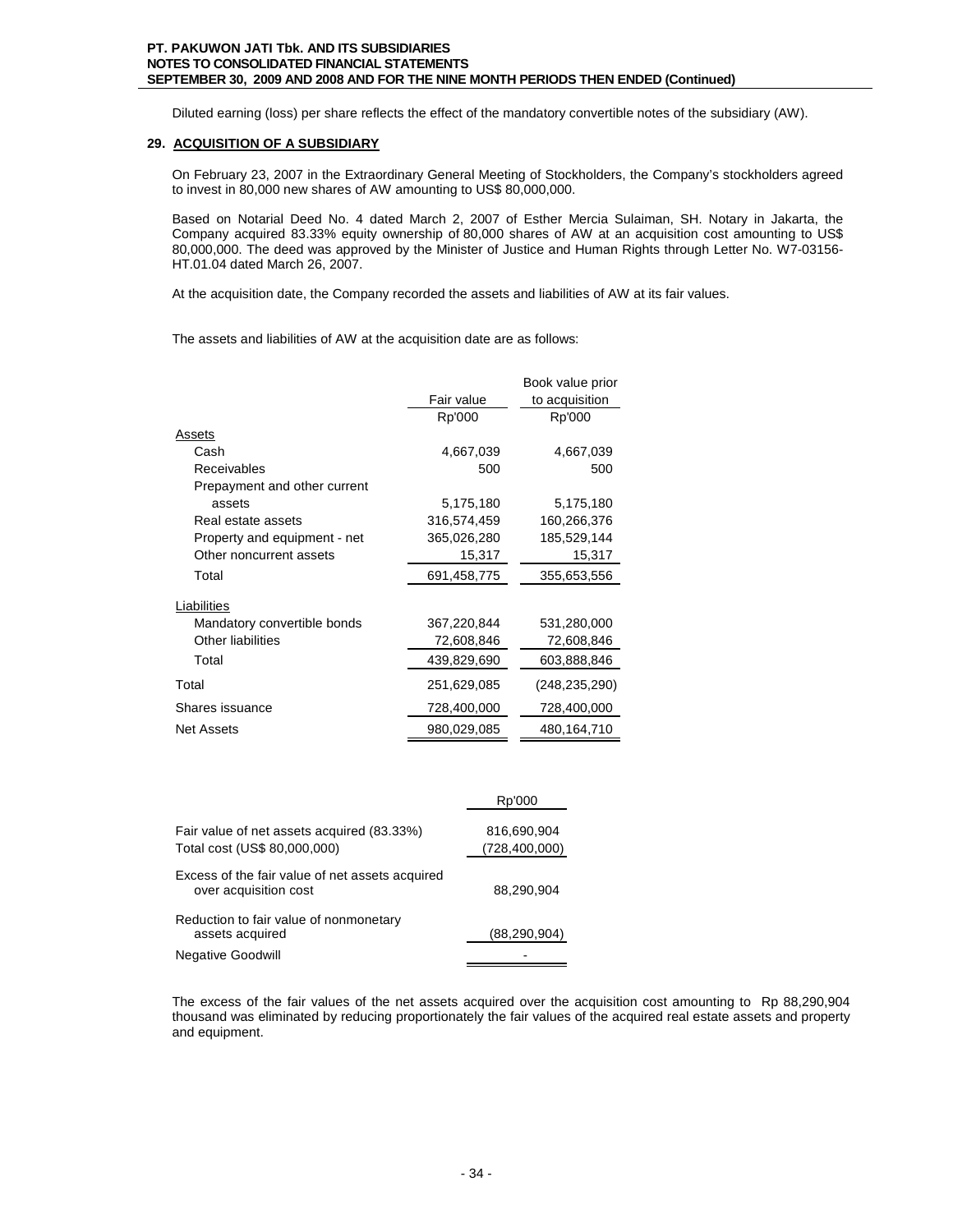Diluted earning (loss) per share reflects the effect of the mandatory convertible notes of the subsidiary (AW).

## 29. ACQUISITION OF A SUBSIDIARY

On February 23, 2007 in the Extraordinary General Meeting of Stockholders, the Company's stockholders agreed to invest in 80,000 new shares of AW amounting to US$ 80,000,000.

Based on Notarial Deed No. 4 dated March 2, 2007 of Esther Mercia Sulaiman, SH. Notary in Jakarta, the Company acquired 83.33% equity ownership of 80,000 shares of AW at an acquisition cost amounting to US$ 80,000,000. The deed was approved by the Minister of Justice and Human Rights through Letter No. W7-03156-HT.01.04 dated March 26, 2007.

At the acquisition date, the Company recorded the assets and liabilities of AW at its fair values.

The assets and liabilities of AW at the acquisition date are as follows:

| | Fair value | Book value prior to acquisition |
|---|---|---|
| | Rp'000 | Rp'000 |
| **Assets** | | |
| Cash | 4,667,039 | 4,667,039 |
| Receivables | 500 | 500 |
| Prepayment and other current assets | 5,175,180 | 5,175,180 |
| Real estate assets | 316,574,459 | 160,266,376 |
| Property and equipment - net | 365,026,280 | 185,529,144 |
| Other noncurrent assets | 15,317 | 15,317 |
| Total | 691,458,775 | 355,653,556 |
| **Liabilities** | | |
| Mandatory convertible bonds | 367,220,844 | 531,280,000 |
| Other liabilities | 72,608,846 | 72,608,846 |
| Total | 439,829,690 | 603,888,846 |
| Total | 251,629,085 | (248,235,290) |
| Shares issuance | 728,400,000 | 728,400,000 |
| Net Assets | 980,029,085 | 480,164,710 |

| | Rp'000 |
|---|---|
| Fair value of net assets acquired (83.33%) | 816,690,904 |
| Total cost (US$ 80,000,000) | (728,400,000) |
| Excess of the fair value of net assets acquired over acquisition cost | 88,290,904 |
| Reduction to fair value of nonmonetary assets acquired | (88,290,904) |
| Negative Goodwill | - |

The excess of the fair values of the net assets acquired over the acquisition cost amounting to Rp 88,290,904 thousand was eliminated by reducing proportionately the fair values of the acquired real estate assets and property and equipment.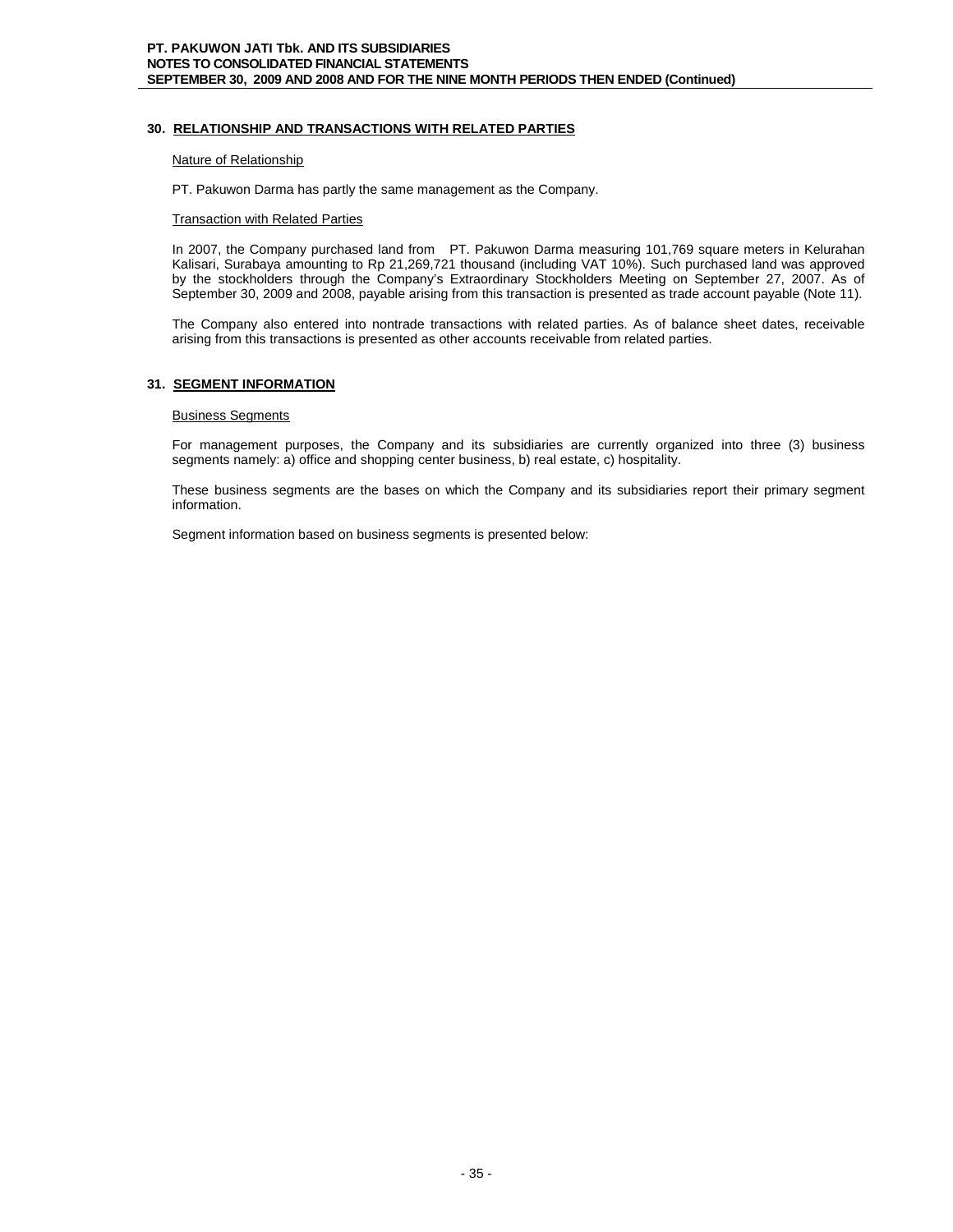## 30. RELATIONSHIP AND TRANSACTIONS WITH RELATED PARTIES

Nature of Relationship

PT. Pakuwon Darma has partly the same management as the Company.

Transaction with Related Parties

In 2007, the Company purchased land from PT. Pakuwon Darma measuring 101,769 square meters in Kelurahan Kalisari, Surabaya amounting to Rp 21,269,721 thousand (including VAT 10%). Such purchased land was approved by the stockholders through the Company's Extraordinary Stockholders Meeting on September 27, 2007. As of September 30, 2009 and 2008, payable arising from this transaction is presented as trade account payable (Note 11).

The Company also entered into nontrade transactions with related parties. As of balance sheet dates, receivable arising from this transactions is presented as other accounts receivable from related parties.

## 31. SEGMENT INFORMATION

Business Segments

For management purposes, the Company and its subsidiaries are currently organized into three (3) business segments namely: a) office and shopping center business, b) real estate, c) hospitality.

These business segments are the bases on which the Company and its subsidiaries report their primary segment information.

Segment information based on business segments is presented below: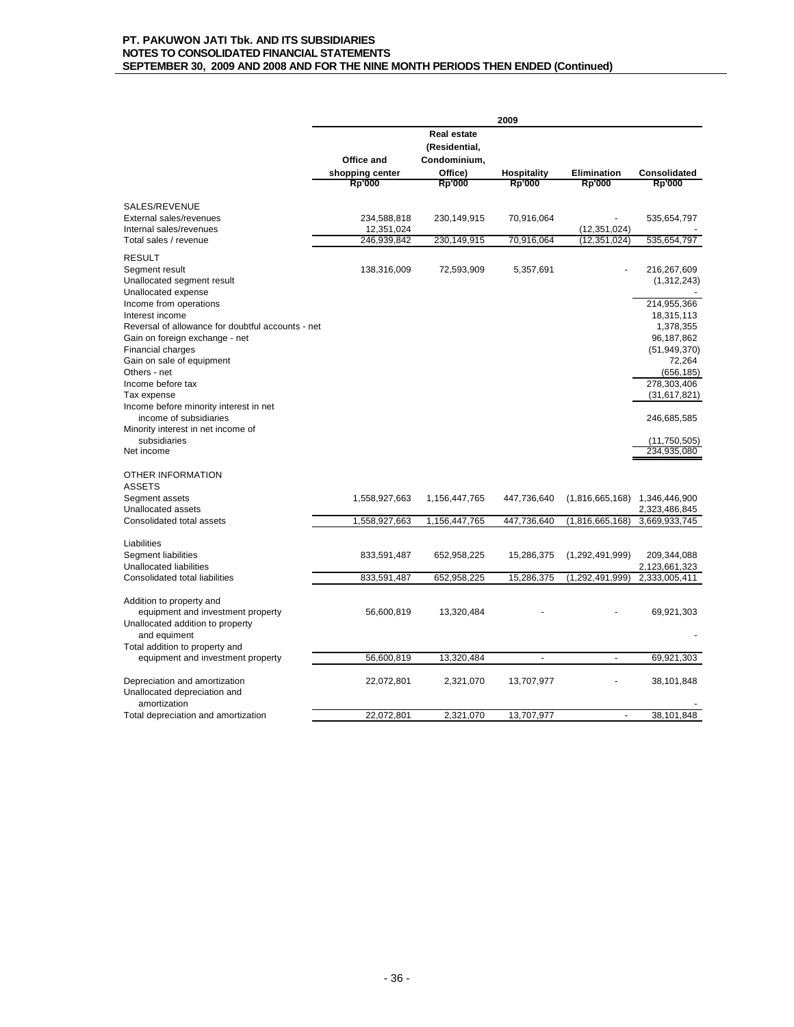| | 2009 | | | | |
|---|---|---|---|---|---|
| | Office and shopping center | Real estate (Residential, Condominium, Office) | Hospitality | Elimination | Consolidated |
| | Rp'000 | Rp'000 | Rp'000 | Rp'000 | Rp'000 |
| SALES/REVENUE | | | | | |
| External sales/revenues | 234,588,818 | 230,149,915 | 70,916,064 | - | 535,654,797 |
| Internal sales/revenues | 12,351,024 | | | (12,351,024) | - |
| Total sales / revenue | 246,939,842 | 230,149,915 | 70,916,064 | (12,351,024) | 535,654,797 |
| RESULT | | | | | |
| Segment result | 138,316,009 | 72,593,909 | 5,357,691 | - | 216,267,609 |
| Unallocated segment result | | | | | (1,312,243) |
| Unallocated expense | | | | | - |
| Income from operations | | | | | 214,955,366 |
| Interest income | | | | | 18,315,113 |
| Reversal of allowance for doubtful accounts - net | | | | | 1,378,355 |
| Gain on foreign exchange - net | | | | | 96,187,862 |
| Financial charges | | | | | (51,949,370) |
| Gain on sale of equipment | | | | | 72,264 |
| Others - net | | | | | (656,185) |
| Income before tax | | | | | 278,303,406 |
| Tax expense | | | | | (31,617,821) |
| Income before minority interest in net income of subsidiaries | | | | | 246,685,585 |
| Minority interest in net income of subsidiaries | | | | | (11,750,505) |
| Net income | | | | | 234,935,080 |
| OTHER INFORMATION | | | | | |
| ASSETS | | | | | |
| Segment assets | 1,558,927,663 | 1,156,447,765 | 447,736,640 | (1,816,665,168) | 1,346,446,900 |
| Unallocated assets | | | | | 2,323,486,845 |
| Consolidated total assets | 1,558,927,663 | 1,156,447,765 | 447,736,640 | (1,816,665,168) | 3,669,933,745 |
| Liabilities | | | | | |
| Segment liabilities | 833,591,487 | 652,958,225 | 15,286,375 | (1,292,491,999) | 209,344,088 |
| Unallocated liabilities | | | | | 2,123,661,323 |
| Consolidated total liabilities | 833,591,487 | 652,958,225 | 15,286,375 | (1,292,491,999) | 2,333,005,411 |
| Addition to property and equipment and investment property | 56,600,819 | 13,320,484 | - | - | 69,921,303 |
| Unallocated addition to property and equiment | | | | | - |
| Total addition to property and equipment and investment property | 56,600,819 | 13,320,484 | - | - | 69,921,303 |
| Depreciation and amortization | 22,072,801 | 2,321,070 | 13,707,977 | - | 38,101,848 |
| Unallocated depreciation and amortization | | | | | - |
| Total depreciation and amortization | 22,072,801 | 2,321,070 | 13,707,977 | - | 38,101,848 |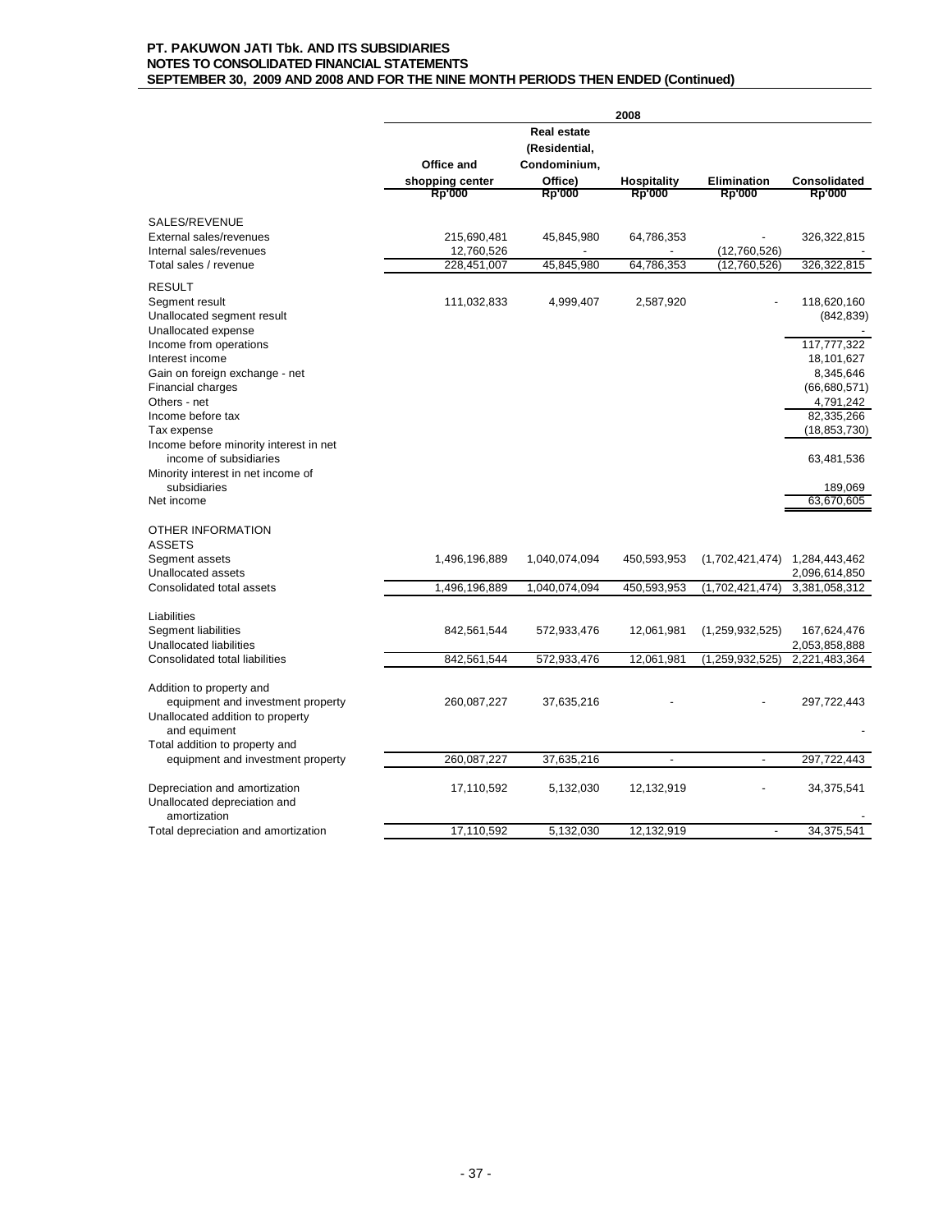|  | 2008 | | | | |
|---|---|---|---|---|---|
|  | Office and shopping center | Real estate (Residential, Condominium, Office) | Hospitality | Elimination | Consolidated |
|  | Rp'000 | Rp'000 | Rp'000 | Rp'000 | Rp'000 |
| SALES/REVENUE | | | | | |
| External sales/revenues | 215,690,481 | 45,845,980 | 64,786,353 | - | 326,322,815 |
| Internal sales/revenues | 12,760,526 | - | - | (12,760,526) | - |
| Total sales / revenue | 228,451,007 | 45,845,980 | 64,786,353 | (12,760,526) | 326,322,815 |
| RESULT | | | | | |
| Segment result | 111,032,833 | 4,999,407 | 2,587,920 | - | 118,620,160 |
| Unallocated segment result | | | | | (842,839) |
| Unallocated expense | | | | | - |
| Income from operations | | | | | 117,777,322 |
| Interest income | | | | | 18,101,627 |
| Gain on foreign exchange - net | | | | | 8,345,646 |
| Financial charges | | | | | (66,680,571) |
| Others - net | | | | | 4,791,242 |
| Income before tax | | | | | 82,335,266 |
| Tax expense | | | | | (18,853,730) |
| Income before minority interest in net income of subsidiaries | | | | | 63,481,536 |
| Minority interest in net income of subsidiaries | | | | | 189,069 |
| Net income | | | | | 63,670,605 |
| OTHER INFORMATION | | | | | |
| ASSETS | | | | | |
| Segment assets | 1,496,196,889 | 1,040,074,094 | 450,593,953 | (1,702,421,474) | 1,284,443,462 |
| Unallocated assets | | | | | 2,096,614,850 |
| Consolidated total assets | 1,496,196,889 | 1,040,074,094 | 450,593,953 | (1,702,421,474) | 3,381,058,312 |
| Liabilities | | | | | |
| Segment liabilities | 842,561,544 | 572,933,476 | 12,061,981 | (1,259,932,525) | 167,624,476 |
| Unallocated liabilities | | | | | 2,053,858,888 |
| Consolidated total liabilities | 842,561,544 | 572,933,476 | 12,061,981 | (1,259,932,525) | 2,221,483,364 |
| Addition to property and equipment and investment property | 260,087,227 | 37,635,216 | - | - | 297,722,443 |
| Unallocated addition to property and equiment | | | | | - |
| Total addition to property and equipment and investment property | 260,087,227 | 37,635,216 | - | - | 297,722,443 |
| Depreciation and amortization | 17,110,592 | 5,132,030 | 12,132,919 | - | 34,375,541 |
| Unallocated depreciation and amortization | | | | | - |
| Total depreciation and amortization | 17,110,592 | 5,132,030 | 12,132,919 | - | 34,375,541 |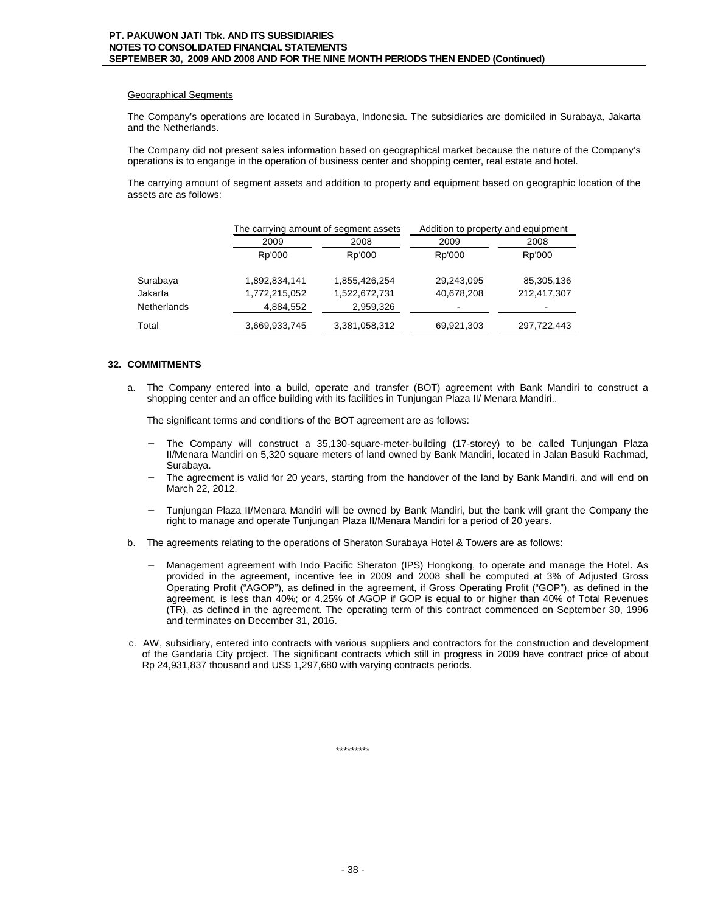Geographical Segments

The Company's operations are located in Surabaya, Indonesia. The subsidiaries are domiciled in Surabaya, Jakarta and the Netherlands.

The Company did not present sales information based on geographical market because the nature of the Company's operations is to engange in the operation of business center and shopping center, real estate and hotel.

The carrying amount of segment assets and addition to property and equipment based on geographic location of the assets are as follows:

| | The carrying amount of segment assets | | Addition to property and equipment | |
|---|---|---|---|---|
| | 2009 | 2008 | 2009 | 2008 |
| | Rp'000 | Rp'000 | Rp'000 | Rp'000 |
| Surabaya | 1,892,834,141 | 1,855,426,254 | 29,243,095 | 85,305,136 |
| Jakarta | 1,772,215,052 | 1,522,672,731 | 40,678,208 | 212,417,307 |
| Netherlands | 4,884,552 | 2,959,326 | - | - |
| Total | 3,669,933,745 | 3,381,058,312 | 69,921,303 | 297,722,443 |

## 32. COMMITMENTS

a. The Company entered into a build, operate and transfer (BOT) agreement with Bank Mandiri to construct a shopping center and an office building with its facilities in Tunjungan Plaza II/ Menara Mandiri..

   The significant terms and conditions of the BOT agreement are as follows:

   - The Company will construct a 35,130-square-meter-building (17-storey) to be called Tunjungan Plaza II/Menara Mandiri on 5,320 square meters of land owned by Bank Mandiri, located in Jalan Basuki Rachmad, Surabaya.
   - The agreement is valid for 20 years, starting from the handover of the land by Bank Mandiri, and will end on March 22, 2012.
   - Tunjungan Plaza II/Menara Mandiri will be owned by Bank Mandiri, but the bank will grant the Company the right to manage and operate Tunjungan Plaza II/Menara Mandiri for a period of 20 years.

b. The agreements relating to the operations of Sheraton Surabaya Hotel & Towers are as follows:

   - Management agreement with Indo Pacific Sheraton (IPS) Hongkong, to operate and manage the Hotel. As provided in the agreement, incentive fee in 2009 and 2008 shall be computed at 3% of Adjusted Gross Operating Profit ("AGOP"), as defined in the agreement, if Gross Operating Profit ("GOP"), as defined in the agreement, is less than 40%; or 4.25% of AGOP if GOP is equal to or higher than 40% of Total Revenues (TR), as defined in the agreement. The operating term of this contract commenced on September 30, 1996 and terminates on December 31, 2016.

c. AW, subsidiary, entered into contracts with various suppliers and contractors for the construction and development of the Gandaria City project. The significant contracts which still in progress in 2009 have contract price of about Rp 24,931,837 thousand and US$ 1,297,680 with varying contracts periods.

*********